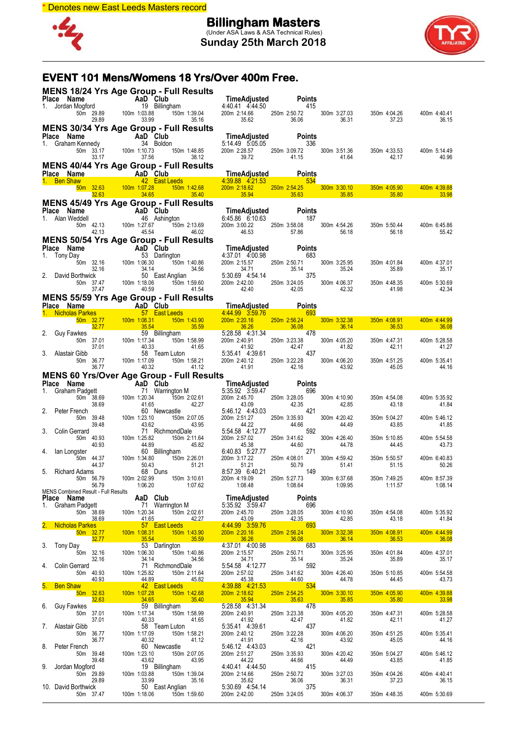\* Denotes new East Leeds Masters record

# Billingham Masters

(Under ASA Laws & ASA Technical Rules)

Sunday 25th March 2018

## EVENT 101 Mens/Womens 18 Yrs/Over 400m Free.

### MENS 18/24 Yrs Age Group - Full Results

| Place | Name | AaD | Club | Time | Adjusted | Points |
|---|---|---|---|---|---|---|
| 1. | Jordan Mogford | 19 | Billingham | 4:40.41 | 4:44.50 | 415 |

| 50m | 100m | 150m | 200m | 250m | 300m | 350m | 400m |
|---|---|---|---|---|---|---|---|
| 29.89 | 1:03.88 | 1:39.04 | 2:14.66 | 2:50.72 | 3:27.03 | 4:04.26 | 4:40.41 |
| 29.89 | 33.99 | 35.16 | 35.62 | 36.06 | 36.31 | 37.23 | 36.15 |

### MENS 30/34 Yrs Age Group - Full Results

| Place | Name | AaD | Club | Time | Adjusted | Points |
|---|---|---|---|---|---|---|
| 1. | Graham Kennedy | 34 | Boldon | 5:14.49 | 5:05.05 | 336 |

| 50m | 100m | 150m | 200m | 250m | 300m | 350m | 400m |
|---|---|---|---|---|---|---|---|
| 33.17 | 1:10.73 | 1:48.85 | 2:28.57 | 3:09.72 | 3:51.36 | 4:33.53 | 5:14.49 |
| 33.17 | 37.56 | 38.12 | 39.72 | 41.15 | 41.64 | 42.17 | 40.96 |

### MENS 40/44 Yrs Age Group - Full Results

| Place | Name | AaD | Club | Time | Adjusted | Points |
|---|---|---|---|---|---|---|
| 1. | Ben Shaw | 42 | East Leeds | 4:39.88 | 4:21.53 | 534 |

| 50m | 100m | 150m | 200m | 250m | 300m | 350m | 400m |
|---|---|---|---|---|---|---|---|
| 32.63 | 1:07.28 | 1:42.68 | 2:18.62 | 2:54.25 | 3:30.10 | 4:05.90 | 4:39.88 |
| 32.63 | 34.65 | 35.40 | 35.94 | 35.63 | 35.85 | 35.80 | 33.98 |

### MENS 45/49 Yrs Age Group - Full Results

| Place | Name | AaD | Club | Time | Adjusted | Points |
|---|---|---|---|---|---|---|
| 1. | Alan Weddell | 46 | Ashington | 6:45.86 | 6:10.63 | 187 |

| 50m | 100m | 150m | 200m | 250m | 300m | 350m | 400m |
|---|---|---|---|---|---|---|---|
| 42.13 | 1:27.67 | 2:13.69 | 3:00.22 | 3:58.08 | 4:54.26 | 5:50.44 | 6:45.86 |
| 42.13 | 45.54 | 46.02 | 46.53 | 57.86 | 56.18 | 56.18 | 55.42 |

### MENS 50/54 Yrs Age Group - Full Results

| Place | Name | AaD | Club | Time | Adjusted | Points |
|---|---|---|---|---|---|---|
| 1. | Tony Day | 53 | Darlington | 4:37.01 | 4:00.98 | 683 |
| 2. | David Borthwick | 50 | East Anglian | 5:30.69 | 4:54.14 | 375 |

| Name | 50m | 100m | 150m | 200m | 250m | 300m | 350m | 400m |
|---|---|---|---|---|---|---|---|---|
| Tony Day | 32.16 | 1:06.30 | 1:40.86 | 2:15.57 | 2:50.71 | 3:25.95 | 4:01.84 | 4:37.01 |
| | 32.16 | 34.14 | 34.56 | 34.71 | 35.14 | 35.24 | 35.89 | 35.17 |
| David Borthwick | 37.47 | 1:18.06 | 1:59.60 | 2:42.00 | 3:24.05 | 4:06.37 | 4:48.35 | 5:30.69 |
| | 37.47 | 40.59 | 41.54 | 42.40 | 42.05 | 42.32 | 41.98 | 42.34 |

### MENS 55/59 Yrs Age Group - Full Results

| Place | Name | AaD | Club | Time | Adjusted | Points |
|---|---|---|---|---|---|---|
| 1. | Nicholas Parkes | 57 | East Leeds | 4:44.99 | 3:59.76 | 693 |
| 2. | Guy Fawkes | 59 | Billingham | 5:28.58 | 4:31.34 | 478 |
| 3. | Alastair Gibb | 58 | Team Luton | 5:35.41 | 4:39.61 | 437 |

| Name | 50m | 100m | 150m | 200m | 250m | 300m | 350m | 400m |
|---|---|---|---|---|---|---|---|---|
| Nicholas Parkes | 32.77 | 1:08.31 | 1:43.90 | 2:20.16 | 2:56.24 | 3:32.38 | 4:08.91 | 4:44.99 |
| | 32.77 | 35.54 | 35.59 | 36.26 | 36.08 | 36.14 | 36.53 | 36.08 |
| Guy Fawkes | 37.01 | 1:17.34 | 1:58.99 | 2:40.91 | 3:23.38 | 4:05.20 | 4:47.31 | 5:28.58 |
| | 37.01 | 40.33 | 41.65 | 41.92 | 42.47 | 41.82 | 42.11 | 41.27 |
| Alastair Gibb | 36.77 | 1:17.09 | 1:58.21 | 2:40.12 | 3:22.28 | 4:06.20 | 4:51.25 | 5:35.41 |
| | 36.77 | 40.32 | 41.12 | 41.91 | 42.16 | 43.92 | 45.05 | 44.16 |

### MENS 60 Yrs/Over Age Group - Full Results

| Place | Name | AaD | Club | Time | Adjusted | Points |
|---|---|---|---|---|---|---|
| 1. | Graham Padgett | 71 | Warrington M | 5:35.92 | 3:59.47 | 696 |
| 2. | Peter French | 60 | Newcastle | 5:46.12 | 4:43.03 | 421 |
| 3. | Colin Gerrard | 71 | RichmondDale | 5:54.58 | 4:12.77 | 592 |
| 4. | Ian Longster | 60 | Billingham | 6:40.83 | 5:27.77 | 271 |
| 5. | Richard Adams | 68 | Duns | 8:57.39 | 6:40.21 | 149 |

| Name | 50m | 100m | 150m | 200m | 250m | 300m | 350m | 400m |
|---|---|---|---|---|---|---|---|---|
| Graham Padgett | 38.69 | 1:20.34 | 2:02.61 | 2:45.70 | 3:28.05 | 4:10.90 | 4:54.08 | 5:35.92 |
| | 38.69 | 41.65 | 42.27 | 43.09 | 42.35 | 42.85 | 43.18 | 41.84 |
| Peter French | 39.48 | 1:23.10 | 2:07.05 | 2:51.27 | 3:35.93 | 4:20.42 | 5:04.27 | 5:46.12 |
| | 39.48 | 43.62 | 43.95 | 44.22 | 44.66 | 44.49 | 43.85 | 41.85 |
| Colin Gerrard | 40.93 | 1:25.82 | 2:11.64 | 2:57.02 | 3:41.62 | 4:26.40 | 5:10.85 | 5:54.58 |
| | 40.93 | 44.89 | 45.82 | 45.38 | 44.60 | 44.78 | 44.45 | 43.73 |
| Ian Longster | 44.37 | 1:34.80 | 2:26.01 | 3:17.22 | 4:08.01 | 4:59.42 | 5:50.57 | 6:40.83 |
| | 44.37 | 50.43 | 51.21 | 51.21 | 50.79 | 51.41 | 51.15 | 50.26 |
| Richard Adams | 56.79 | 2:02.99 | 3:10.61 | 4:19.09 | 5:27.73 | 6:37.68 | 7:49.25 | 8:57.39 |
| | 56.79 | 1:06.20 | 1:07.62 | 1:08.48 | 1:08.64 | 1:09.95 | 1:11.57 | 1:08.14 |

### MENS Combined Result - Full Results

| Place | Name | AaD | Club | Time | Adjusted | Points |
|---|---|---|---|---|---|---|
| 1. | Graham Padgett | 71 | Warrington M | 5:35.92 | 3:59.47 | 696 |
| 2. | Nicholas Parkes | 57 | East Leeds | 4:44.99 | 3:59.76 | 693 |
| 3. | Tony Day | 53 | Darlington | 4:37.01 | 4:00.98 | 683 |
| 4. | Colin Gerrard | 71 | RichmondDale | 5:54.58 | 4:12.77 | 592 |
| 5. | Ben Shaw | 42 | East Leeds | 4:39.88 | 4:21.53 | 534 |
| 6. | Guy Fawkes | 59 | Billingham | 5:28.58 | 4:31.34 | 478 |
| 7. | Alastair Gibb | 58 | Team Luton | 5:35.41 | 4:39.61 | 437 |
| 8. | Peter French | 60 | Newcastle | 5:46.12 | 4:43.03 | 421 |
| 9. | Jordan Mogford | 19 | Billingham | 4:40.41 | 4:44.50 | 415 |
| 10. | David Borthwick | 50 | East Anglian | 5:30.69 | 4:54.14 | 375 |

| Name | 50m | 100m | 150m | 200m | 250m | 300m | 350m | 400m |
|---|---|---|---|---|---|---|---|---|
| Graham Padgett | 38.69 | 1:20.34 | 2:02.61 | 2:45.70 | 3:28.05 | 4:10.90 | 4:54.08 | 5:35.92 |
| | 38.69 | 41.65 | 42.27 | 43.09 | 42.35 | 42.85 | 43.18 | 41.84 |
| Nicholas Parkes | 32.77 | 1:08.31 | 1:43.90 | 2:20.16 | 2:56.24 | 3:32.38 | 4:08.91 | 4:44.99 |
| | 32.77 | 35.54 | 35.59 | 36.26 | 36.08 | 36.14 | 36.53 | 36.08 |
| Tony Day | 32.16 | 1:06.30 | 1:40.86 | 2:15.57 | 2:50.71 | 3:25.95 | 4:01.84 | 4:37.01 |
| | 32.16 | 34.14 | 34.56 | 34.71 | 35.14 | 35.24 | 35.89 | 35.17 |
| Colin Gerrard | 40.93 | 1:25.82 | 2:11.64 | 2:57.02 | 3:41.62 | 4:26.40 | 5:10.85 | 5:54.58 |
| | 40.93 | 44.89 | 45.82 | 45.38 | 44.60 | 44.78 | 44.45 | 43.73 |
| Ben Shaw | 32.63 | 1:07.28 | 1:42.68 | 2:18.62 | 2:54.25 | 3:30.10 | 4:05.90 | 4:39.88 |
| | 32.63 | 34.65 | 35.40 | 35.94 | 35.63 | 35.85 | 35.80 | 33.98 |
| Guy Fawkes | 37.01 | 1:17.34 | 1:58.99 | 2:40.91 | 3:23.38 | 4:05.20 | 4:47.31 | 5:28.58 |
| | 37.01 | 40.33 | 41.65 | 41.92 | 42.47 | 41.82 | 42.11 | 41.27 |
| Alastair Gibb | 36.77 | 1:17.09 | 1:58.21 | 2:40.12 | 3:22.28 | 4:06.20 | 4:51.25 | 5:35.41 |
| | 36.77 | 40.32 | 41.12 | 41.91 | 42.16 | 43.92 | 45.05 | 44.16 |
| Peter French | 39.48 | 1:23.10 | 2:07.05 | 2:51.27 | 3:35.93 | 4:20.42 | 5:04.27 | 5:46.12 |
| | 39.48 | 43.62 | 43.95 | 44.22 | 44.66 | 44.49 | 43.85 | 41.85 |
| Jordan Mogford | 29.89 | 1:03.88 | 1:39.04 | 2:14.66 | 2:50.72 | 3:27.03 | 4:04.26 | 4:40.41 |
| | 29.89 | 33.99 | 35.16 | 35.62 | 36.06 | 36.31 | 37.23 | 36.15 |
| David Borthwick | 37.47 | 1:18.06 | 1:59.60 | 2:42.00 | 3:24.05 | 4:06.37 | 4:48.35 | 5:30.69 |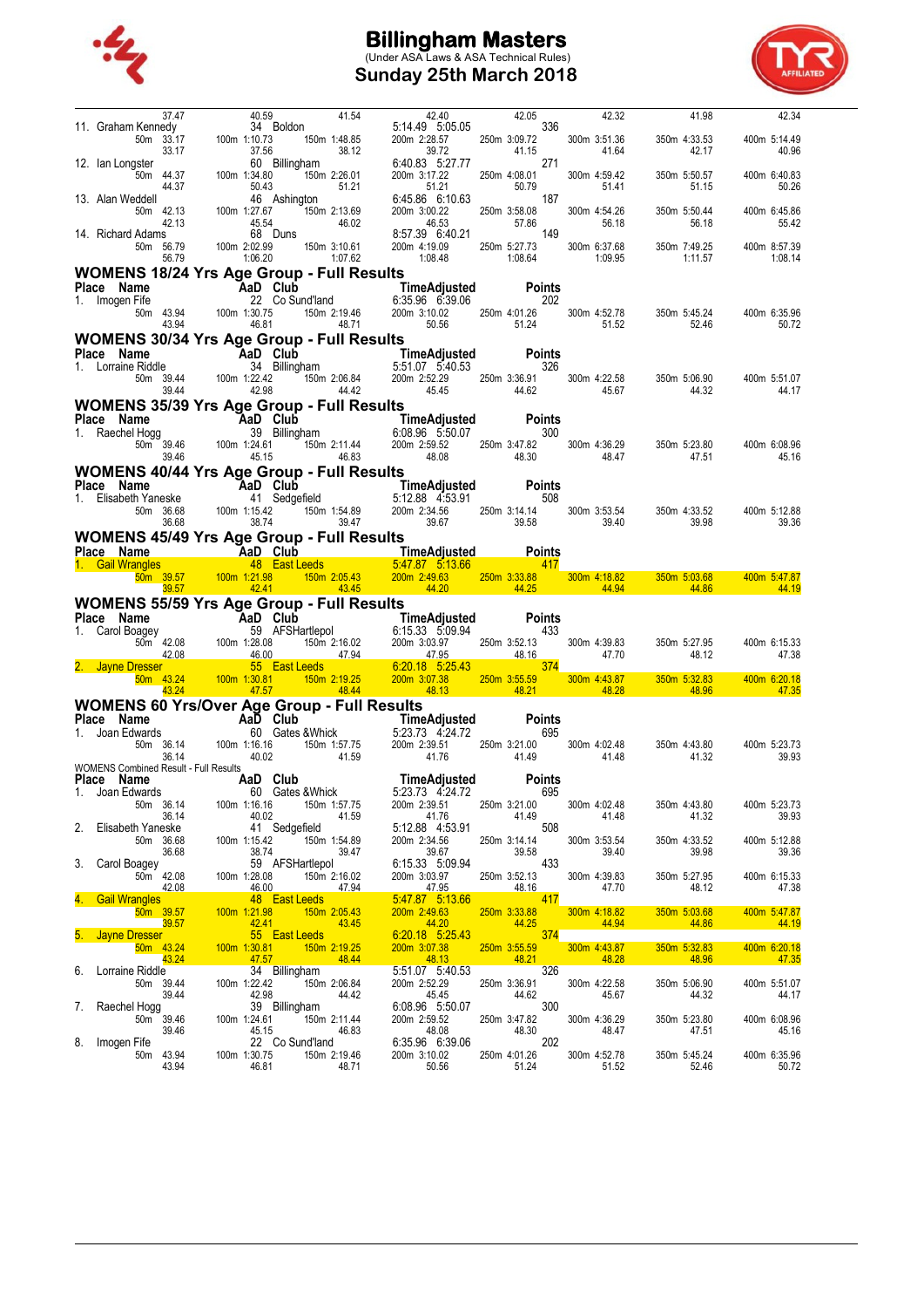# Billingham Masters

(Under ASA Laws & ASA Technical Rules)

**Sunday 25th March 2018**

| | | | | | | | |
|---|---|---|---|---|---|---|---|
| 37.47 | 40.59 | 41.54 | 42.40 | 42.05 | 42.32 | 41.98 | 42.34 |

11. Graham Kennedy — 34 Boldon — 5:14.49 5:05.05 — 336

| 50m | 100m | 150m | 200m | 250m | 300m | 350m | 400m |
|---|---|---|---|---|---|---|---|
| 33.17 | 1:10.73 | 1:48.85 | 2:28.57 | 3:09.72 | 3:51.36 | 4:33.53 | 5:14.49 |
| 33.17 | 37.56 | 38.12 | 39.72 | 41.15 | 41.64 | 42.17 | 40.96 |

12. Ian Longster — 60 Billingham — 6:40.83 5:27.77 — 271

| 50m | 100m | 150m | 200m | 250m | 300m | 350m | 400m |
|---|---|---|---|---|---|---|---|
| 44.37 | 1:34.80 | 2:26.01 | 3:17.22 | 4:08.01 | 4:59.42 | 5:50.57 | 6:40.83 |
| 44.37 | 50.43 | 51.21 | 51.21 | 50.79 | 51.41 | 51.15 | 50.26 |

13. Alan Weddell — 46 Ashington — 6:45.86 6:10.63 — 187

| 50m | 100m | 150m | 200m | 250m | 300m | 350m | 400m |
|---|---|---|---|---|---|---|---|
| 42.13 | 1:27.67 | 2:13.69 | 3:00.22 | 3:58.08 | 4:54.26 | 5:50.44 | 6:45.86 |
| 42.13 | 45.54 | 46.02 | 46.53 | 57.86 | 56.18 | 56.18 | 55.42 |

14. Richard Adams — 68 Duns — 8:57.39 6:40.21 — 149

| 50m | 100m | 150m | 200m | 250m | 300m | 350m | 400m |
|---|---|---|---|---|---|---|---|
| 56.79 | 2:02.99 | 3:10.61 | 4:19.09 | 5:27.73 | 6:37.68 | 7:49.25 | 8:57.39 |
| 56.79 | 1:06.20 | 1:07.62 | 1:08.48 | 1:08.64 | 1:09.95 | 1:11.57 | 1:08.14 |

## WOMENS 18/24 Yrs Age Group - Full Results

| Place | Name | AaD | Club | Time | Adjusted | Points |
|---|---|---|---|---|---|---|
| 1. | Imogen Fife | 22 | Co Sund'land | 6:35.96 | 6:39.06 | 202 |

| 50m | 100m | 150m | 200m | 250m | 300m | 350m | 400m |
|---|---|---|---|---|---|---|---|
| 43.94 | 1:30.75 | 2:19.46 | 3:10.02 | 4:01.26 | 4:52.78 | 5:45.24 | 6:35.96 |
| 43.94 | 46.81 | 48.71 | 50.56 | 51.24 | 51.52 | 52.46 | 50.72 |

## WOMENS 30/34 Yrs Age Group - Full Results

| Place | Name | AaD | Club | Time | Adjusted | Points |
|---|---|---|---|---|---|---|
| 1. | Lorraine Riddle | 34 | Billingham | 5:51.07 | 5:40.53 | 326 |

| 50m | 100m | 150m | 200m | 250m | 300m | 350m | 400m |
|---|---|---|---|---|---|---|---|
| 39.44 | 1:22.42 | 2:06.84 | 2:52.29 | 3:36.91 | 4:22.58 | 5:06.90 | 5:51.07 |
| 39.44 | 42.98 | 44.42 | 45.45 | 44.62 | 45.67 | 44.32 | 44.17 |

## WOMENS 35/39 Yrs Age Group - Full Results

| Place | Name | AaD | Club | Time | Adjusted | Points |
|---|---|---|---|---|---|---|
| 1. | Raechel Hogg | 39 | Billingham | 6:08.96 | 5:50.07 | 300 |

| 50m | 100m | 150m | 200m | 250m | 300m | 350m | 400m |
|---|---|---|---|---|---|---|---|
| 39.46 | 1:24.61 | 2:11.44 | 2:59.52 | 3:47.82 | 4:36.29 | 5:23.80 | 6:08.96 |
| 39.46 | 45.15 | 46.83 | 48.08 | 48.30 | 48.47 | 47.51 | 45.16 |

## WOMENS 40/44 Yrs Age Group - Full Results

| Place | Name | AaD | Club | Time | Adjusted | Points |
|---|---|---|---|---|---|---|
| 1. | Elisabeth Yaneske | 41 | Sedgefield | 5:12.88 | 4:53.91 | 508 |

| 50m | 100m | 150m | 200m | 250m | 300m | 350m | 400m |
|---|---|---|---|---|---|---|---|
| 36.68 | 1:15.42 | 1:54.89 | 2:34.56 | 3:14.14 | 3:53.54 | 4:33.52 | 5:12.88 |
| 36.68 | 38.74 | 39.47 | 39.67 | 39.58 | 39.40 | 39.98 | 39.36 |

## WOMENS 45/49 Yrs Age Group - Full Results

| Place | Name | AaD | Club | Time | Adjusted | Points |
|---|---|---|---|---|---|---|
| 1. | Gail Wrangles | 48 | East Leeds | 5:47.87 | 5:13.66 | 417 |

| 50m | 100m | 150m | 200m | 250m | 300m | 350m | 400m |
|---|---|---|---|---|---|---|---|
| 39.57 | 1:21.98 | 2:05.43 | 2:49.63 | 3:33.88 | 4:18.82 | 5:03.68 | 5:47.87 |
| 39.57 | 42.41 | 43.45 | 44.20 | 44.25 | 44.94 | 44.86 | 44.19 |

## WOMENS 55/59 Yrs Age Group - Full Results

| Place | Name | AaD | Club | Time | Adjusted | Points |
|---|---|---|---|---|---|---|
| 1. | Carol Boagey | 59 | AFSHartlepol | 6:15.33 | 5:09.94 | 433 |
| 2. | Jayne Dresser | 55 | East Leeds | 6:20.18 | 5:25.43 | 374 |

Carol Boagey:

| 50m | 100m | 150m | 200m | 250m | 300m | 350m | 400m |
|---|---|---|---|---|---|---|---|
| 42.08 | 1:28.08 | 2:16.02 | 3:03.97 | 3:52.13 | 4:39.83 | 5:27.95 | 6:15.33 |
| 42.08 | 46.00 | 47.94 | 47.95 | 48.16 | 47.70 | 48.12 | 47.38 |

Jayne Dresser:

| 50m | 100m | 150m | 200m | 250m | 300m | 350m | 400m |
|---|---|---|---|---|---|---|---|
| 43.24 | 1:30.81 | 2:19.25 | 3:07.38 | 3:55.59 | 4:43.87 | 5:32.83 | 6:20.18 |
| 43.24 | 47.57 | 48.44 | 48.13 | 48.21 | 48.28 | 48.96 | 47.35 |

## WOMENS 60 Yrs/Over Age Group - Full Results

| Place | Name | AaD | Club | Time | Adjusted | Points |
|---|---|---|---|---|---|---|
| 1. | Joan Edwards | 60 | Gates &Whick | 5:23.73 | 4:24.72 | 695 |

| 50m | 100m | 150m | 200m | 250m | 300m | 350m | 400m |
|---|---|---|---|---|---|---|---|
| 36.14 | 1:16.16 | 1:57.75 | 2:39.51 | 3:21.00 | 4:02.48 | 4:43.80 | 5:23.73 |
| 36.14 | 40.02 | 41.59 | 41.76 | 41.49 | 41.48 | 41.32 | 39.93 |

### WOMENS Combined Result - Full Results

| Place | Name | AaD | Club | Time | Adjusted | Points |
|---|---|---|---|---|---|---|
| 1. | Joan Edwards | 60 | Gates &Whick | 5:23.73 | 4:24.72 | 695 |
| 2. | Elisabeth Yaneske | 41 | Sedgefield | 5:12.88 | 4:53.91 | 508 |
| 3. | Carol Boagey | 59 | AFSHartlepol | 6:15.33 | 5:09.94 | 433 |
| 4. | Gail Wrangles | 48 | East Leeds | 5:47.87 | 5:13.66 | 417 |
| 5. | Jayne Dresser | 55 | East Leeds | 6:20.18 | 5:25.43 | 374 |
| 6. | Lorraine Riddle | 34 | Billingham | 5:51.07 | 5:40.53 | 326 |
| 7. | Raechel Hogg | 39 | Billingham | 6:08.96 | 5:50.07 | 300 |
| 8. | Imogen Fife | 22 | Co Sund'land | 6:35.96 | 6:39.06 | 202 |

Splits:

| Name | | 50m | 100m | 150m | 200m | 250m | 300m | 350m | 400m |
|---|---|---|---|---|---|---|---|---|---|
| Joan Edwards | Cumulative | 36.14 | 1:16.16 | 1:57.75 | 2:39.51 | 3:21.00 | 4:02.48 | 4:43.80 | 5:23.73 |
| | Split | 36.14 | 40.02 | 41.59 | 41.76 | 41.49 | 41.48 | 41.32 | 39.93 |
| Elisabeth Yaneske | Cumulative | 36.68 | 1:15.42 | 1:54.89 | 2:34.56 | 3:14.14 | 3:53.54 | 4:33.52 | 5:12.88 |
| | Split | 36.68 | 38.74 | 39.47 | 39.67 | 39.58 | 39.40 | 39.98 | 39.36 |
| Carol Boagey | Cumulative | 42.08 | 1:28.08 | 2:16.02 | 3:03.97 | 3:52.13 | 4:39.83 | 5:27.95 | 6:15.33 |
| | Split | 42.08 | 46.00 | 47.94 | 47.95 | 48.16 | 47.70 | 48.12 | 47.38 |
| Gail Wrangles | Cumulative | 39.57 | 1:21.98 | 2:05.43 | 2:49.63 | 3:33.88 | 4:18.82 | 5:03.68 | 5:47.87 |
| | Split | 39.57 | 42.41 | 43.45 | 44.20 | 44.25 | 44.94 | 44.86 | 44.19 |
| Jayne Dresser | Cumulative | 43.24 | 1:30.81 | 2:19.25 | 3:07.38 | 3:55.59 | 4:43.87 | 5:32.83 | 6:20.18 |
| | Split | 43.24 | 47.57 | 48.44 | 48.13 | 48.21 | 48.28 | 48.96 | 47.35 |
| Lorraine Riddle | Cumulative | 39.44 | 1:22.42 | 2:06.84 | 2:52.29 | 3:36.91 | 4:22.58 | 5:06.90 | 5:51.07 |
| | Split | 39.44 | 42.98 | 44.42 | 45.45 | 44.62 | 45.67 | 44.32 | 44.17 |
| Raechel Hogg | Cumulative | 39.46 | 1:24.61 | 2:11.44 | 2:59.52 | 3:47.82 | 4:36.29 | 5:23.80 | 6:08.96 |
| | Split | 39.46 | 45.15 | 46.83 | 48.08 | 48.30 | 48.47 | 47.51 | 45.16 |
| Imogen Fife | Cumulative | 43.94 | 1:30.75 | 2:19.46 | 3:10.02 | 4:01.26 | 4:52.78 | 5:45.24 | 6:35.96 |
| | Split | 43.94 | 46.81 | 48.71 | 50.56 | 51.24 | 51.52 | 52.46 | 50.72 |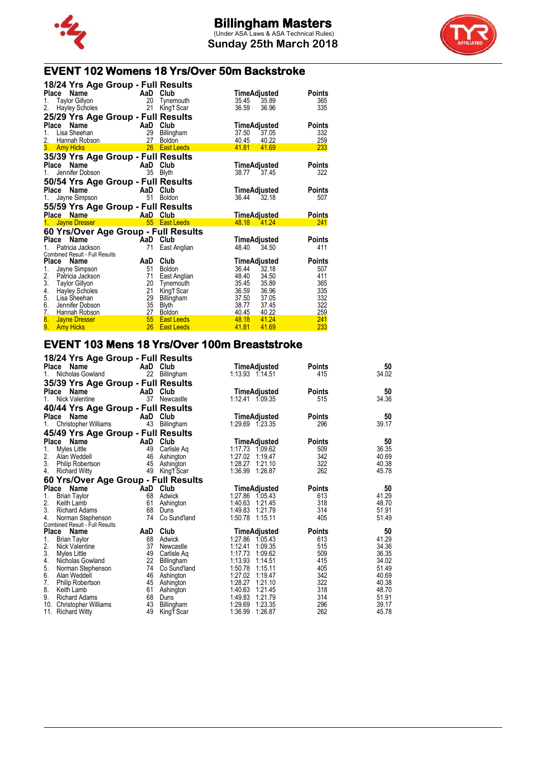# Billingham Masters

(Under ASA Laws & ASA Technical Rules)

Sunday 25th March 2018

## EVENT 102 Womens 18 Yrs/Over 50m Backstroke

### 18/24 Yrs Age Group - Full Results

| Place | Name | AaD | Club | Time | Adjusted | Points |
|---|---|---|---|---|---|---|
| 1. | Taylor Gillyon | 20 | Tynemouth | 35.45 | 35.89 | 365 |
| 2. | Hayley Scholes | 21 | King'f Scar | 36.59 | 36.96 | 335 |

### 25/29 Yrs Age Group - Full Results

| Place | Name | AaD | Club | Time | Adjusted | Points |
|---|---|---|---|---|---|---|
| 1. | Lisa Sheehan | 29 | Billingham | 37.50 | 37.05 | 332 |
| 2. | Hannah Robson | 27 | Boldon | 40.45 | 40.22 | 259 |
| 3. | Amy Hicks | 26 | East Leeds | 41.81 | 41.69 | 233 |

### 35/39 Yrs Age Group - Full Results

| Place | Name | AaD | Club | Time | Adjusted | Points |
|---|---|---|---|---|---|---|
| 1. | Jennifer Dobson | 35 | Blyth | 38.77 | 37.45 | 322 |

### 50/54 Yrs Age Group - Full Results

| Place | Name | AaD | Club | Time | Adjusted | Points |
|---|---|---|---|---|---|---|
| 1. | Jayne Simpson | 51 | Boldon | 36.44 | 32.18 | 507 |

### 55/59 Yrs Age Group - Full Results

| Place | Name | AaD | Club | Time | Adjusted | Points |
|---|---|---|---|---|---|---|
| 1. | Jayne Dresser | 55 | East Leeds | 48.18 | 41.24 | 241 |

### 60 Yrs/Over Age Group - Full Results

| Place | Name | AaD | Club | Time | Adjusted | Points |
|---|---|---|---|---|---|---|
| 1. | Patricia Jackson | 71 | East Anglian | 48.40 | 34.50 | 411 |

Combined Result - Full Results

| Place | Name | AaD | Club | Time | Adjusted | Points |
|---|---|---|---|---|---|---|
| 1. | Jayne Simpson | 51 | Boldon | 36.44 | 32.18 | 507 |
| 2. | Patricia Jackson | 71 | East Anglian | 48.40 | 34.50 | 411 |
| 3. | Taylor Gillyon | 20 | Tynemouth | 35.45 | 35.89 | 365 |
| 4. | Hayley Scholes | 21 | King'f Scar | 36.59 | 36.96 | 335 |
| 5. | Lisa Sheehan | 29 | Billingham | 37.50 | 37.05 | 332 |
| 6. | Jennifer Dobson | 35 | Blyth | 38.77 | 37.45 | 322 |
| 7. | Hannah Robson | 27 | Boldon | 40.45 | 40.22 | 259 |
| 8. | Jayne Dresser | 55 | East Leeds | 48.18 | 41.24 | 241 |
| 9. | Amy Hicks | 26 | East Leeds | 41.81 | 41.69 | 233 |

## EVENT 103 Mens 18 Yrs/Over 100m Breaststroke

### 18/24 Yrs Age Group - Full Results

| Place | Name | AaD | Club | Time | Adjusted | Points | 50 |
|---|---|---|---|---|---|---|---|
| 1. | Nicholas Gowland | 22 | Billingham | 1:13.93 | 1:14.51 | 415 | 34.02 |

### 35/39 Yrs Age Group - Full Results

| Place | Name | AaD | Club | Time | Adjusted | Points | 50 |
|---|---|---|---|---|---|---|---|
| 1. | Nick Valentine | 37 | Newcastle | 1:12.41 | 1:09.35 | 515 | 34.36 |

### 40/44 Yrs Age Group - Full Results

| Place | Name | AaD | Club | Time | Adjusted | Points | 50 |
|---|---|---|---|---|---|---|---|
| 1. | Christopher Williams | 43 | Billingham | 1:29.69 | 1:23.35 | 296 | 39.17 |

### 45/49 Yrs Age Group - Full Results

| Place | Name | AaD | Club | Time | Adjusted | Points | 50 |
|---|---|---|---|---|---|---|---|
| 1. | Myles Little | 49 | Carlisle Aq | 1:17.73 | 1:09.62 | 509 | 36.35 |
| 2. | Alan Weddell | 46 | Ashington | 1:27.02 | 1:19.47 | 342 | 40.69 |
| 3. | Philip Robertson | 45 | Ashington | 1:28.27 | 1:21.10 | 322 | 40.38 |
| 4. | Richard Witty | 49 | King'f Scar | 1:36.99 | 1:26.87 | 262 | 45.78 |

### 60 Yrs/Over Age Group - Full Results

| Place | Name | AaD | Club | Time | Adjusted | Points | 50 |
|---|---|---|---|---|---|---|---|
| 1. | Brian Taylor | 68 | Adwick | 1:27.86 | 1:05.43 | 613 | 41.29 |
| 2. | Keith Lamb | 61 | Ashington | 1:40.63 | 1:21.45 | 318 | 48.70 |
| 3. | Richard Adams | 68 | Duns | 1:49.83 | 1:21.79 | 314 | 51.91 |
| 4. | Norman Stephenson | 74 | Co Sund'land | 1:50.78 | 1:15.11 | 405 | 51.49 |

Combined Result - Full Results

| Place | Name | AaD | Club | Time | Adjusted | Points | 50 |
|---|---|---|---|---|---|---|---|
| 1. | Brian Taylor | 68 | Adwick | 1:27.86 | 1:05.43 | 613 | 41.29 |
| 2. | Nick Valentine | 37 | Newcastle | 1:12.41 | 1:09.35 | 515 | 34.36 |
| 3. | Myles Little | 49 | Carlisle Aq | 1:17.73 | 1:09.62 | 509 | 36.35 |
| 4. | Nicholas Gowland | 22 | Billingham | 1:13.93 | 1:14.51 | 415 | 34.02 |
| 5. | Norman Stephenson | 74 | Co Sund'land | 1:50.78 | 1:15.11 | 405 | 51.49 |
| 6. | Alan Weddell | 46 | Ashington | 1:27.02 | 1:19.47 | 342 | 40.69 |
| 7. | Philip Robertson | 45 | Ashington | 1:28.27 | 1:21.10 | 322 | 40.38 |
| 8. | Keith Lamb | 61 | Ashington | 1:40.63 | 1:21.45 | 318 | 48.70 |
| 9. | Richard Adams | 68 | Duns | 1:49.83 | 1:21.79 | 314 | 51.91 |
| 10. | Christopher Williams | 43 | Billingham | 1:29.69 | 1:23.35 | 296 | 39.17 |
| 11. | Richard Witty | 49 | King'f Scar | 1:36.99 | 1:26.87 | 262 | 45.78 |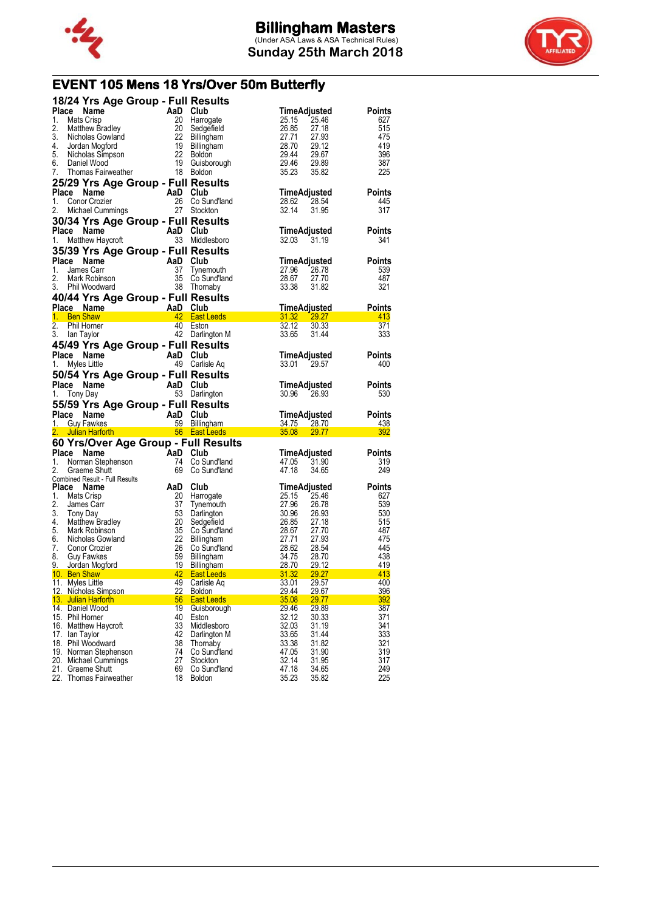# Billingham Masters

(Under ASA Laws & ASA Technical Rules)

**Sunday 25th March 2018**

## EVENT 105 Mens 18 Yrs/Over 50m Butterfly

### 18/24 Yrs Age Group - Full Results

| Place | Name | AaD | Club | Time | Adjusted | Points |
|---|---|---|---|---|---|---|
| 1. | Mats Crisp | 20 | Harrogate | 25.15 | 25.46 | 627 |
| 2. | Matthew Bradley | 20 | Sedgefield | 26.85 | 27.18 | 515 |
| 3. | Nicholas Gowland | 22 | Billingham | 27.71 | 27.93 | 475 |
| 4. | Jordan Mogford | 19 | Billingham | 28.70 | 29.12 | 419 |
| 5. | Nicholas Simpson | 22 | Boldon | 29.44 | 29.67 | 396 |
| 6. | Daniel Wood | 19 | Guisborough | 29.46 | 29.89 | 387 |
| 7. | Thomas Fairweather | 18 | Boldon | 35.23 | 35.82 | 225 |

### 25/29 Yrs Age Group - Full Results

| Place | Name | AaD | Club | Time | Adjusted | Points |
|---|---|---|---|---|---|---|
| 1. | Conor Crozier | 26 | Co Sund'land | 28.62 | 28.54 | 445 |
| 2. | Michael Cummings | 27 | Stockton | 32.14 | 31.95 | 317 |

### 30/34 Yrs Age Group - Full Results

| Place | Name | AaD | Club | Time | Adjusted | Points |
|---|---|---|---|---|---|---|
| 1. | Matthew Haycroft | 33 | Middlesboro | 32.03 | 31.19 | 341 |

### 35/39 Yrs Age Group - Full Results

| Place | Name | AaD | Club | Time | Adjusted | Points |
|---|---|---|---|---|---|---|
| 1. | James Carr | 37 | Tynemouth | 27.96 | 26.78 | 539 |
| 2. | Mark Robinson | 35 | Co Sund'land | 28.67 | 27.70 | 487 |
| 3. | Phil Woodward | 38 | Thornaby | 33.38 | 31.82 | 321 |

### 40/44 Yrs Age Group - Full Results

| Place | Name | AaD | Club | Time | Adjusted | Points |
|---|---|---|---|---|---|---|
| 1. | Ben Shaw | 42 | East Leeds | 31.32 | 29.27 | 413 |
| 2. | Phil Horner | 40 | Eston | 32.12 | 30.33 | 371 |
| 3. | Ian Taylor | 42 | Darlington M | 33.65 | 31.44 | 333 |

### 45/49 Yrs Age Group - Full Results

| Place | Name | AaD | Club | Time | Adjusted | Points |
|---|---|---|---|---|---|---|
| 1. | Myles Little | 49 | Carlisle Aq | 33.01 | 29.57 | 400 |

### 50/54 Yrs Age Group - Full Results

| Place | Name | AaD | Club | Time | Adjusted | Points |
|---|---|---|---|---|---|---|
| 1. | Tony Day | 53 | Darlington | 30.96 | 26.93 | 530 |

### 55/59 Yrs Age Group - Full Results

| Place | Name | AaD | Club | Time | Adjusted | Points |
|---|---|---|---|---|---|---|
| 1. | Guy Fawkes | 59 | Billingham | 34.75 | 28.70 | 438 |
| 2. | Julian Harforth | 56 | East Leeds | 35.08 | 29.77 | 392 |

### 60 Yrs/Over Age Group - Full Results

| Place | Name | AaD | Club | Time | Adjusted | Points |
|---|---|---|---|---|---|---|
| 1. | Norman Stephenson | 74 | Co Sund'land | 47.05 | 31.90 | 319 |
| 2. | Graeme Shutt | 69 | Co Sund'land | 47.18 | 34.65 | 249 |

Combined Result - Full Results

| Place | Name | AaD | Club | Time | Adjusted | Points |
|---|---|---|---|---|---|---|
| 1. | Mats Crisp | 20 | Harrogate | 25.15 | 25.46 | 627 |
| 2. | James Carr | 37 | Tynemouth | 27.96 | 26.78 | 539 |
| 3. | Tony Day | 53 | Darlington | 30.96 | 26.93 | 530 |
| 4. | Matthew Bradley | 20 | Sedgefield | 26.85 | 27.18 | 515 |
| 5. | Mark Robinson | 35 | Co Sund'land | 28.67 | 27.70 | 487 |
| 6. | Nicholas Gowland | 22 | Billingham | 27.71 | 27.93 | 475 |
| 7. | Conor Crozier | 26 | Co Sund'land | 28.62 | 28.54 | 445 |
| 8. | Guy Fawkes | 59 | Billingham | 34.75 | 28.70 | 438 |
| 9. | Jordan Mogford | 19 | Billingham | 28.70 | 29.12 | 419 |
| 10. | Ben Shaw | 42 | East Leeds | 31.32 | 29.27 | 413 |
| 11. | Myles Little | 49 | Carlisle Aq | 33.01 | 29.57 | 400 |
| 12. | Nicholas Simpson | 22 | Boldon | 29.44 | 29.67 | 396 |
| 13. | Julian Harforth | 56 | East Leeds | 35.08 | 29.77 | 392 |
| 14. | Daniel Wood | 19 | Guisborough | 29.46 | 29.89 | 387 |
| 15. | Phil Horner | 40 | Eston | 32.12 | 30.33 | 371 |
| 16. | Matthew Haycroft | 33 | Middlesboro | 32.03 | 31.19 | 341 |
| 17. | Ian Taylor | 42 | Darlington M | 33.65 | 31.44 | 333 |
| 18. | Phil Woodward | 38 | Thornaby | 33.38 | 31.82 | 321 |
| 19. | Norman Stephenson | 74 | Co Sund'land | 47.05 | 31.90 | 319 |
| 20. | Michael Cummings | 27 | Stockton | 32.14 | 31.95 | 317 |
| 21. | Graeme Shutt | 69 | Co Sund'land | 47.18 | 34.65 | 249 |
| 22. | Thomas Fairweather | 18 | Boldon | 35.23 | 35.82 | 225 |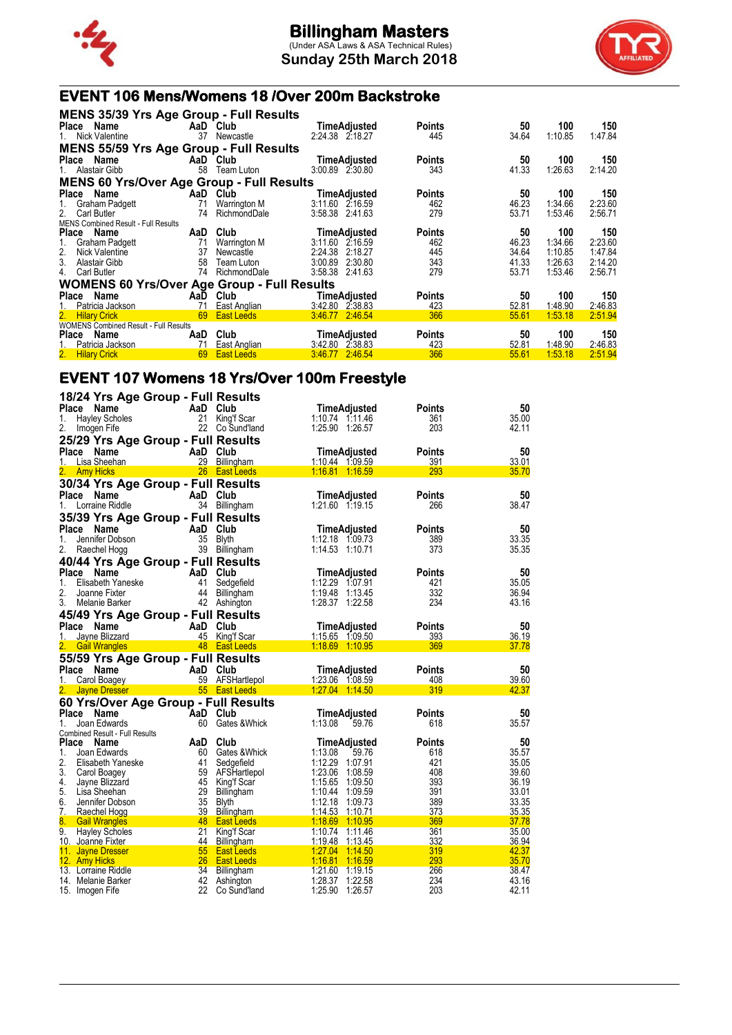# Billingham Masters

(Under ASA Laws & ASA Technical Rules)

Sunday 25th March 2018

## EVENT 106 Mens/Womens 18 /Over 200m Backstroke

### MENS 35/39 Yrs Age Group - Full Results

| Place | Name | AaD | Club | Time | Adjusted | Points | 50 | 100 | 150 |
|---|---|---|---|---|---|---|---|---|---|
| 1. | Nick Valentine | 37 | Newcastle | 2:24.38 | 2:18.27 | 445 | 34.64 | 1:10.85 | 1:47.84 |

### MENS 55/59 Yrs Age Group - Full Results

| Place | Name | AaD | Club | Time | Adjusted | Points | 50 | 100 | 150 |
|---|---|---|---|---|---|---|---|---|---|
| 1. | Alastair Gibb | 58 | Team Luton | 3:00.89 | 2:30.80 | 343 | 41.33 | 1:26.63 | 2:14.20 |

### MENS 60 Yrs/Over Age Group - Full Results

| Place | Name | AaD | Club | Time | Adjusted | Points | 50 | 100 | 150 |
|---|---|---|---|---|---|---|---|---|---|
| 1. | Graham Padgett | 71 | Warrington M | 3:11.60 | 2:16.59 | 462 | 46.23 | 1:34.66 | 2:23.60 |
| 2. | Carl Butler | 74 | RichmondDale | 3:58.38 | 2:41.63 | 279 | 53.71 | 1:53.46 | 2:56.71 |

MENS Combined Result - Full Results

| Place | Name | AaD | Club | Time | Adjusted | Points | 50 | 100 | 150 |
|---|---|---|---|---|---|---|---|---|---|
| 1. | Graham Padgett | 71 | Warrington M | 3:11.60 | 2:16.59 | 462 | 46.23 | 1:34.66 | 2:23.60 |
| 2. | Nick Valentine | 37 | Newcastle | 2:24.38 | 2:18.27 | 445 | 34.64 | 1:10.85 | 1:47.84 |
| 3. | Alastair Gibb | 58 | Team Luton | 3:00.89 | 2:30.80 | 343 | 41.33 | 1:26.63 | 2:14.20 |
| 4. | Carl Butler | 74 | RichmondDale | 3:58.38 | 2:41.63 | 279 | 53.71 | 1:53.46 | 2:56.71 |

### WOMENS 60 Yrs/Over Age Group - Full Results

| Place | Name | AaD | Club | Time | Adjusted | Points | 50 | 100 | 150 |
|---|---|---|---|---|---|---|---|---|---|
| 1. | Patricia Jackson | 71 | East Anglian | 3:42.80 | 2:38.83 | 423 | 52.81 | 1:48.90 | 2:46.83 |
| 2. | Hilary Crick | 69 | East Leeds | 3:46.77 | 2:46.54 | 366 | 55.61 | 1:53.18 | 2:51.94 |

WOMENS Combined Result - Full Results

| Place | Name | AaD | Club | Time | Adjusted | Points | 50 | 100 | 150 |
|---|---|---|---|---|---|---|---|---|---|
| 1. | Patricia Jackson | 71 | East Anglian | 3:42.80 | 2:38.83 | 423 | 52.81 | 1:48.90 | 2:46.83 |
| 2. | Hilary Crick | 69 | East Leeds | 3:46.77 | 2:46.54 | 366 | 55.61 | 1:53.18 | 2:51.94 |

## EVENT 107 Womens 18 Yrs/Over 100m Freestyle

### 18/24 Yrs Age Group - Full Results

| Place | Name | AaD | Club | Time | Adjusted | Points | 50 |
|---|---|---|---|---|---|---|---|
| 1. | Hayley Scholes | 21 | King'f Scar | 1:10.74 | 1:11.46 | 361 | 35.00 |
| 2. | Imogen Fife | 22 | Co Sund'land | 1:25.90 | 1:26.57 | 203 | 42.11 |

### 25/29 Yrs Age Group - Full Results

| Place | Name | AaD | Club | Time | Adjusted | Points | 50 |
|---|---|---|---|---|---|---|---|
| 1. | Lisa Sheehan | 29 | Billingham | 1:10.44 | 1:09.59 | 391 | 33.01 |
| 2. | Amy Hicks | 26 | East Leeds | 1:16.81 | 1:16.59 | 293 | 35.70 |

### 30/34 Yrs Age Group - Full Results

| Place | Name | AaD | Club | Time | Adjusted | Points | 50 |
|---|---|---|---|---|---|---|---|
| 1. | Lorraine Riddle | 34 | Billingham | 1:21.60 | 1:19.15 | 266 | 38.47 |

### 35/39 Yrs Age Group - Full Results

| Place | Name | AaD | Club | Time | Adjusted | Points | 50 |
|---|---|---|---|---|---|---|---|
| 1. | Jennifer Dobson | 35 | Blyth | 1:12.18 | 1:09.73 | 389 | 33.35 |
| 2. | Raechel Hogg | 39 | Billingham | 1:14.53 | 1:10.71 | 373 | 35.35 |

### 40/44 Yrs Age Group - Full Results

| Place | Name | AaD | Club | Time | Adjusted | Points | 50 |
|---|---|---|---|---|---|---|---|
| 1. | Elisabeth Yaneske | 41 | Sedgefield | 1:12.29 | 1:07.91 | 421 | 35.05 |
| 2. | Joanne Fixter | 44 | Billingham | 1:19.48 | 1:13.45 | 332 | 36.94 |
| 3. | Melanie Barker | 42 | Ashington | 1:28.37 | 1:22.58 | 234 | 43.16 |

### 45/49 Yrs Age Group - Full Results

| Place | Name | AaD | Club | Time | Adjusted | Points | 50 |
|---|---|---|---|---|---|---|---|
| 1. | Jayne Blizzard | 45 | King'f Scar | 1:15.65 | 1:09.50 | 393 | 36.19 |
| 2. | Gail Wrangles | 48 | East Leeds | 1:18.69 | 1:10.95 | 369 | 37.78 |

### 55/59 Yrs Age Group - Full Results

| Place | Name | AaD | Club | Time | Adjusted | Points | 50 |
|---|---|---|---|---|---|---|---|
| 1. | Carol Boagey | 59 | AFSHartlepol | 1:23.06 | 1:08.59 | 408 | 39.60 |
| 2. | Jayne Dresser | 55 | East Leeds | 1:27.04 | 1:14.50 | 319 | 42.37 |

### 60 Yrs/Over Age Group - Full Results

| Place | Name | AaD | Club | Time | Adjusted | Points | 50 |
|---|---|---|---|---|---|---|---|
| 1. | Joan Edwards | 60 | Gates &Whick | 1:13.08 | 59.76 | 618 | 35.57 |

Combined Result - Full Results

| Place | Name | AaD | Club | Time | Adjusted | Points | 50 |
|---|---|---|---|---|---|---|---|
| 1. | Joan Edwards | 60 | Gates &Whick | 1:13.08 | 59.76 | 618 | 35.57 |
| 2. | Elisabeth Yaneske | 41 | Sedgefield | 1:12.29 | 1:07.91 | 421 | 35.05 |
| 3. | Carol Boagey | 59 | AFSHartlepol | 1:23.06 | 1:08.59 | 408 | 39.60 |
| 4. | Jayne Blizzard | 45 | King'f Scar | 1:15.65 | 1:09.50 | 393 | 36.19 |
| 5. | Lisa Sheehan | 29 | Billingham | 1:10.44 | 1:09.59 | 391 | 33.01 |
| 6. | Jennifer Dobson | 35 | Blyth | 1:12.18 | 1:09.73 | 389 | 33.35 |
| 7. | Raechel Hogg | 39 | Billingham | 1:14.53 | 1:10.71 | 373 | 35.35 |
| 8. | Gail Wrangles | 48 | East Leeds | 1:18.69 | 1:10.95 | 369 | 37.78 |
| 9. | Hayley Scholes | 21 | King'f Scar | 1:10.74 | 1:11.46 | 361 | 35.00 |
| 10. | Joanne Fixter | 44 | Billingham | 1:19.48 | 1:13.45 | 332 | 36.94 |
| 11. | Jayne Dresser | 55 | East Leeds | 1:27.04 | 1:14.50 | 319 | 42.37 |
| 12. | Amy Hicks | 26 | East Leeds | 1:16.81 | 1:16.59 | 293 | 35.70 |
| 13. | Lorraine Riddle | 34 | Billingham | 1:21.60 | 1:19.15 | 266 | 38.47 |
| 14. | Melanie Barker | 42 | Ashington | 1:28.37 | 1:22.58 | 234 | 43.16 |
| 15. | Imogen Fife | 22 | Co Sund'land | 1:25.90 | 1:26.57 | 203 | 42.11 |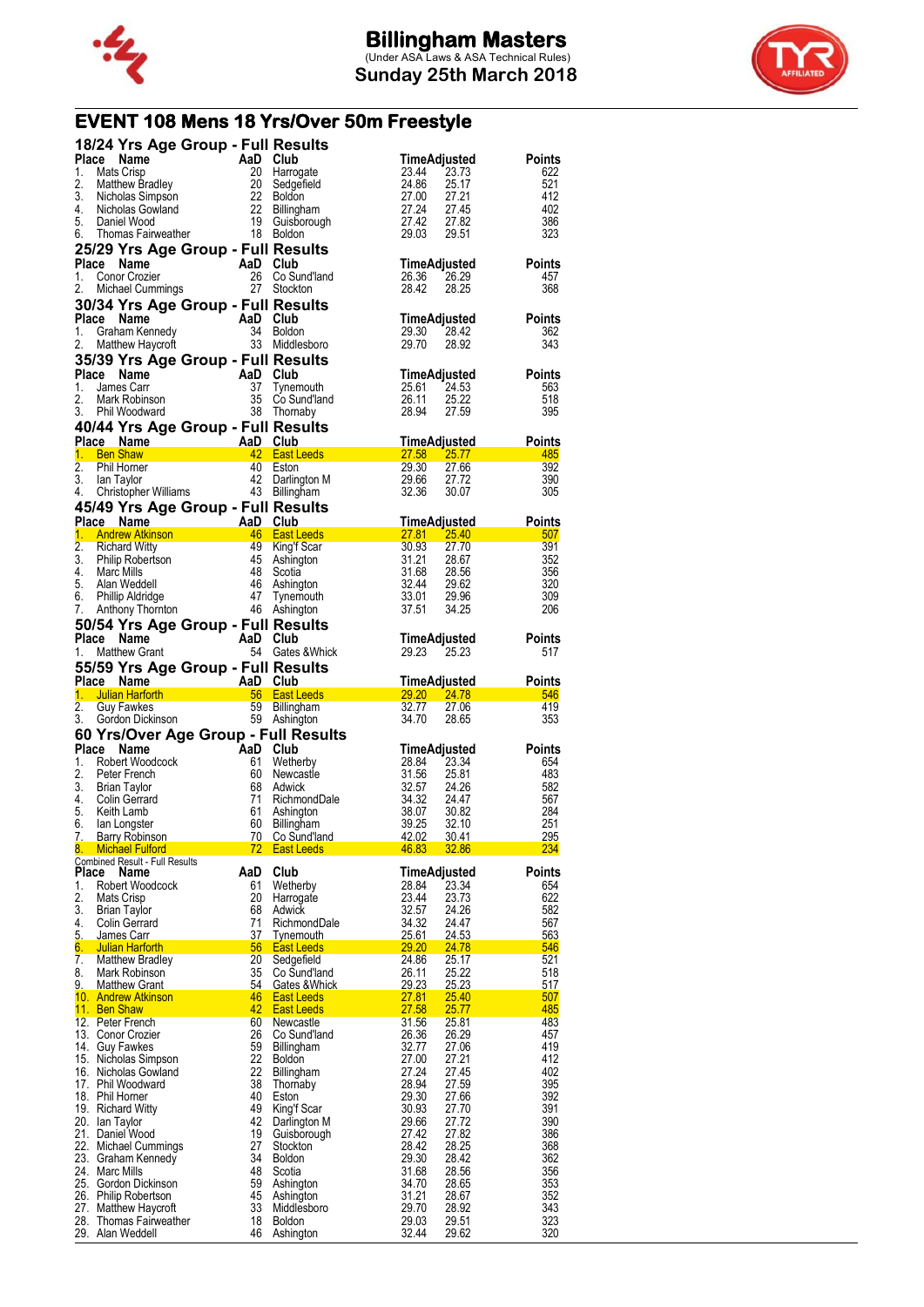# Billingham Masters

(Under ASA Laws & ASA Technical Rules)

**Sunday 25th March 2018**

## EVENT 108 Mens 18 Yrs/Over 50m Freestyle

### 18/24 Yrs Age Group - Full Results

| Place | Name | AaD | Club | Time | Adjusted | Points |
|---|---|---|---|---|---|---|
| 1. | Mats Crisp | 20 | Harrogate | 23.44 | 23.73 | 622 |
| 2. | Matthew Bradley | 20 | Sedgefield | 24.86 | 25.17 | 521 |
| 3. | Nicholas Simpson | 22 | Boldon | 27.00 | 27.21 | 412 |
| 4. | Nicholas Gowland | 22 | Billingham | 27.24 | 27.45 | 402 |
| 5. | Daniel Wood | 19 | Guisborough | 27.42 | 27.82 | 386 |
| 6. | Thomas Fairweather | 18 | Boldon | 29.03 | 29.51 | 323 |

### 25/29 Yrs Age Group - Full Results

| Place | Name | AaD | Club | Time | Adjusted | Points |
|---|---|---|---|---|---|---|
| 1. | Conor Crozier | 26 | Co Sund'land | 26.36 | 26.29 | 457 |
| 2. | Michael Cummings | 27 | Stockton | 28.42 | 28.25 | 368 |

### 30/34 Yrs Age Group - Full Results

| Place | Name | AaD | Club | Time | Adjusted | Points |
|---|---|---|---|---|---|---|
| 1. | Graham Kennedy | 34 | Boldon | 29.30 | 28.42 | 362 |
| 2. | Matthew Haycroft | 33 | Middlesboro | 29.70 | 28.92 | 343 |

### 35/39 Yrs Age Group - Full Results

| Place | Name | AaD | Club | Time | Adjusted | Points |
|---|---|---|---|---|---|---|
| 1. | James Carr | 37 | Tynemouth | 25.61 | 24.53 | 563 |
| 2. | Mark Robinson | 35 | Co Sund'land | 26.11 | 25.22 | 518 |
| 3. | Phil Woodward | 38 | Thornaby | 28.94 | 27.59 | 395 |

### 40/44 Yrs Age Group - Full Results

| Place | Name | AaD | Club | Time | Adjusted | Points |
|---|---|---|---|---|---|---|
| 1. | Ben Shaw | 42 | East Leeds | 27.58 | 25.77 | 485 |
| 2. | Phil Horner | 40 | Eston | 29.30 | 27.66 | 392 |
| 3. | Ian Taylor | 42 | Darlington M | 29.66 | 27.72 | 390 |
| 4. | Christopher Williams | 43 | Billingham | 32.36 | 30.07 | 305 |

### 45/49 Yrs Age Group - Full Results

| Place | Name | AaD | Club | Time | Adjusted | Points |
|---|---|---|---|---|---|---|
| 1. | Andrew Atkinson | 46 | East Leeds | 27.81 | 25.40 | 507 |
| 2. | Richard Witty | 49 | King'f Scar | 30.93 | 27.70 | 391 |
| 3. | Philip Robertson | 45 | Ashington | 31.21 | 28.67 | 352 |
| 4. | Marc Mills | 48 | Scotia | 31.68 | 28.56 | 356 |
| 5. | Alan Weddell | 46 | Ashington | 32.44 | 29.62 | 320 |
| 6. | Phillip Aldridge | 47 | Tynemouth | 33.01 | 29.96 | 309 |
| 7. | Anthony Thornton | 46 | Ashington | 37.51 | 34.25 | 206 |

### 50/54 Yrs Age Group - Full Results

| Place | Name | AaD | Club | Time | Adjusted | Points |
|---|---|---|---|---|---|---|
| 1. | Matthew Grant | 54 | Gates &Whick | 29.23 | 25.23 | 517 |

### 55/59 Yrs Age Group - Full Results

| Place | Name | AaD | Club | Time | Adjusted | Points |
|---|---|---|---|---|---|---|
| 1. | Julian Harforth | 56 | East Leeds | 29.20 | 24.78 | 546 |
| 2. | Guy Fawkes | 59 | Billingham | 32.77 | 27.06 | 419 |
| 3. | Gordon Dickinson | 59 | Ashington | 34.70 | 28.65 | 353 |

### 60 Yrs/Over Age Group - Full Results

| Place | Name | AaD | Club | Time | Adjusted | Points |
|---|---|---|---|---|---|---|
| 1. | Robert Woodcock | 61 | Wetherby | 28.84 | 23.34 | 654 |
| 2. | Peter French | 60 | Newcastle | 31.56 | 25.81 | 483 |
| 3. | Brian Taylor | 68 | Adwick | 32.57 | 24.26 | 582 |
| 4. | Colin Gerrard | 71 | RichmondDale | 34.32 | 24.47 | 567 |
| 5. | Keith Lamb | 61 | Ashington | 38.07 | 30.82 | 284 |
| 6. | Ian Longster | 60 | Billingham | 39.25 | 32.10 | 251 |
| 7. | Barry Robinson | 70 | Co Sund'land | 42.02 | 30.41 | 295 |
| 8. | Michael Fulford | 72 | East Leeds | 46.83 | 32.86 | 234 |

### Combined Result - Full Results

| Place | Name | AaD | Club | Time | Adjusted | Points |
|---|---|---|---|---|---|---|
| 1. | Robert Woodcock | 61 | Wetherby | 28.84 | 23.34 | 654 |
| 2. | Mats Crisp | 20 | Harrogate | 23.44 | 23.73 | 622 |
| 3. | Brian Taylor | 68 | Adwick | 32.57 | 24.26 | 582 |
| 4. | Colin Gerrard | 71 | RichmondDale | 34.32 | 24.47 | 567 |
| 5. | James Carr | 37 | Tynemouth | 25.61 | 24.53 | 563 |
| 6. | Julian Harforth | 56 | East Leeds | 29.20 | 24.78 | 546 |
| 7. | Matthew Bradley | 20 | Sedgefield | 24.86 | 25.17 | 521 |
| 8. | Mark Robinson | 35 | Co Sund'land | 26.11 | 25.22 | 518 |
| 9. | Matthew Grant | 54 | Gates &Whick | 29.23 | 25.23 | 517 |
| 10. | Andrew Atkinson | 46 | East Leeds | 27.81 | 25.40 | 507 |
| 11. | Ben Shaw | 42 | East Leeds | 27.58 | 25.77 | 485 |
| 12. | Peter French | 60 | Newcastle | 31.56 | 25.81 | 483 |
| 13. | Conor Crozier | 26 | Co Sund'land | 26.36 | 26.29 | 457 |
| 14. | Guy Fawkes | 59 | Billingham | 32.77 | 27.06 | 419 |
| 15. | Nicholas Simpson | 22 | Boldon | 27.00 | 27.21 | 412 |
| 16. | Nicholas Gowland | 22 | Billingham | 27.24 | 27.45 | 402 |
| 17. | Phil Woodward | 38 | Thornaby | 28.94 | 27.59 | 395 |
| 18. | Phil Horner | 40 | Eston | 29.30 | 27.66 | 392 |
| 19. | Richard Witty | 49 | King'f Scar | 30.93 | 27.70 | 391 |
| 20. | Ian Taylor | 42 | Darlington M | 29.66 | 27.72 | 390 |
| 21. | Daniel Wood | 19 | Guisborough | 27.42 | 27.82 | 386 |
| 22. | Michael Cummings | 27 | Stockton | 28.42 | 28.25 | 368 |
| 23. | Graham Kennedy | 34 | Boldon | 29.30 | 28.42 | 362 |
| 24. | Marc Mills | 48 | Scotia | 31.68 | 28.56 | 356 |
| 25. | Gordon Dickinson | 59 | Ashington | 34.70 | 28.65 | 353 |
| 26. | Philip Robertson | 45 | Ashington | 31.21 | 28.67 | 352 |
| 27. | Matthew Haycroft | 33 | Middlesboro | 29.70 | 28.92 | 343 |
| 28. | Thomas Fairweather | 18 | Boldon | 29.03 | 29.51 | 323 |
| 29. | Alan Weddell | 46 | Ashington | 32.44 | 29.62 | 320 |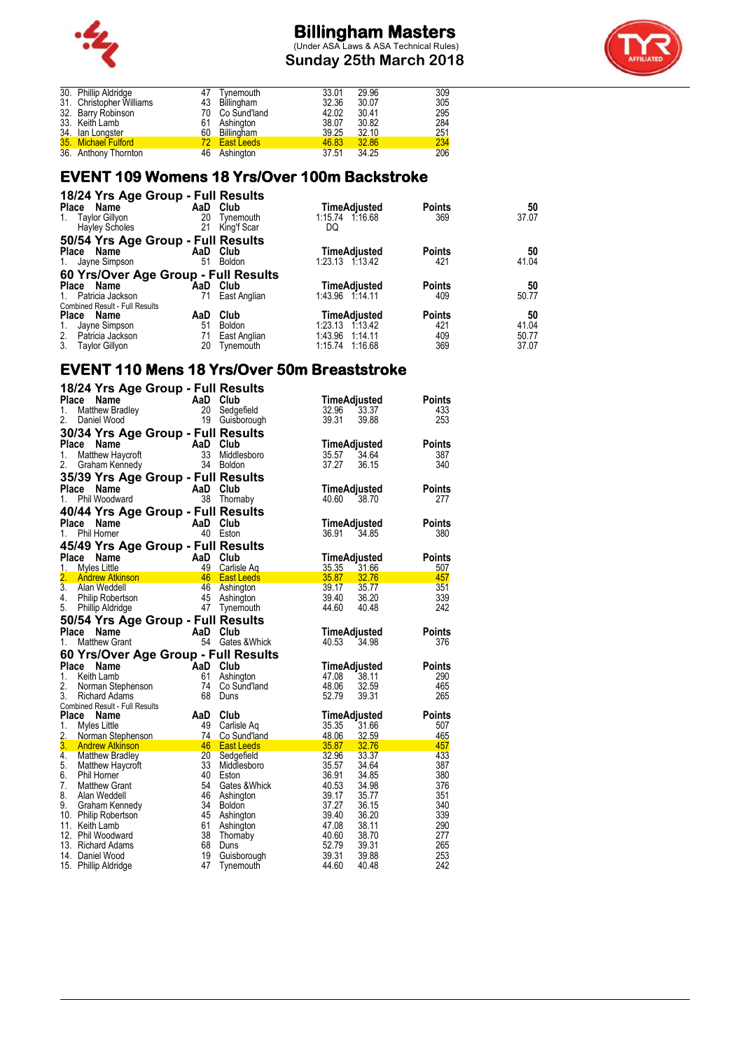| Place | Name | AaD | Club | Time | Adjusted | Points |
|---|---|---|---|---|---|---|
| 30. | Phillip Aldridge | 47 | Tynemouth | 33.01 | 29.96 | 309 |
| 31. | Christopher Williams | 43 | Billingham | 32.36 | 30.07 | 305 |
| 32. | Barry Robinson | 70 | Co Sund'land | 42.02 | 30.41 | 295 |
| 33. | Keith Lamb | 61 | Ashington | 38.07 | 30.82 | 284 |
| 34. | Ian Longster | 60 | Billingham | 39.25 | 32.10 | 251 |
| 35. | Michael Fulford | 72 | East Leeds | 46.83 | 32.86 | 234 |
| 36. | Anthony Thornton | 46 | Ashington | 37.51 | 34.25 | 206 |

## EVENT 109 Womens 18 Yrs/Over 100m Backstroke

### 18/24 Yrs Age Group - Full Results

| Place | Name | AaD | Club | Time | Adjusted | Points | 50 |
|---|---|---|---|---|---|---|---|
| 1. | Taylor Gillyon | 20 | Tynemouth | 1:15.74 | 1:16.68 | 369 | 37.07 |
| | Hayley Scholes | 21 | King'f Scar | DQ | | | |

### 50/54 Yrs Age Group - Full Results

| Place | Name | AaD | Club | Time | Adjusted | Points | 50 |
|---|---|---|---|---|---|---|---|
| 1. | Jayne Simpson | 51 | Boldon | 1:23.13 | 1:13.42 | 421 | 41.04 |

### 60 Yrs/Over Age Group - Full Results

| Place | Name | AaD | Club | Time | Adjusted | Points | 50 |
|---|---|---|---|---|---|---|---|
| 1. | Patricia Jackson | 71 | East Anglian | 1:43.96 | 1:14.11 | 409 | 50.77 |

Combined Result - Full Results

| Place | Name | AaD | Club | Time | Adjusted | Points | 50 |
|---|---|---|---|---|---|---|---|
| 1. | Jayne Simpson | 51 | Boldon | 1:23.13 | 1:13.42 | 421 | 41.04 |
| 2. | Patricia Jackson | 71 | East Anglian | 1:43.96 | 1:14.11 | 409 | 50.77 |
| 3. | Taylor Gillyon | 20 | Tynemouth | 1:15.74 | 1:16.68 | 369 | 37.07 |

## EVENT 110 Mens 18 Yrs/Over 50m Breaststroke

### 18/24 Yrs Age Group - Full Results

| Place | Name | AaD | Club | Time | Adjusted | Points |
|---|---|---|---|---|---|---|
| 1. | Matthew Bradley | 20 | Sedgefield | 32.96 | 33.37 | 433 |
| 2. | Daniel Wood | 19 | Guisborough | 39.31 | 39.88 | 253 |

### 30/34 Yrs Age Group - Full Results

| Place | Name | AaD | Club | Time | Adjusted | Points |
|---|---|---|---|---|---|---|
| 1. | Matthew Haycroft | 33 | Middlesboro | 35.57 | 34.64 | 387 |
| 2. | Graham Kennedy | 34 | Boldon | 37.27 | 36.15 | 340 |

### 35/39 Yrs Age Group - Full Results

| Place | Name | AaD | Club | Time | Adjusted | Points |
|---|---|---|---|---|---|---|
| 1. | Phil Woodward | 38 | Thornaby | 40.60 | 38.70 | 277 |

### 40/44 Yrs Age Group - Full Results

| Place | Name | AaD | Club | Time | Adjusted | Points |
|---|---|---|---|---|---|---|
| 1. | Phil Horner | 40 | Eston | 36.91 | 34.85 | 380 |

### 45/49 Yrs Age Group - Full Results

| Place | Name | AaD | Club | Time | Adjusted | Points |
|---|---|---|---|---|---|---|
| 1. | Myles Little | 49 | Carlisle Aq | 35.35 | 31.66 | 507 |
| 2. | Andrew Atkinson | 46 | East Leeds | 35.87 | 32.76 | 457 |
| 3. | Alan Weddell | 46 | Ashington | 39.17 | 35.77 | 351 |
| 4. | Philip Robertson | 45 | Ashington | 39.40 | 36.20 | 339 |
| 5. | Phillip Aldridge | 47 | Tynemouth | 44.60 | 40.48 | 242 |

### 50/54 Yrs Age Group - Full Results

| Place | Name | AaD | Club | Time | Adjusted | Points |
|---|---|---|---|---|---|---|
| 1. | Matthew Grant | 54 | Gates &Whick | 40.53 | 34.98 | 376 |

### 60 Yrs/Over Age Group - Full Results

| Place | Name | AaD | Club | Time | Adjusted | Points |
|---|---|---|---|---|---|---|
| 1. | Keith Lamb | 61 | Ashington | 47.08 | 38.11 | 290 |
| 2. | Norman Stephenson | 74 | Co Sund'land | 48.06 | 32.59 | 465 |
| 3. | Richard Adams | 68 | Duns | 52.79 | 39.31 | 265 |

Combined Result - Full Results

| Place | Name | AaD | Club | Time | Adjusted | Points |
|---|---|---|---|---|---|---|
| 1. | Myles Little | 49 | Carlisle Aq | 35.35 | 31.66 | 507 |
| 2. | Norman Stephenson | 74 | Co Sund'land | 48.06 | 32.59 | 465 |
| 3. | Andrew Atkinson | 46 | East Leeds | 35.87 | 32.76 | 457 |
| 4. | Matthew Bradley | 20 | Sedgefield | 32.96 | 33.37 | 433 |
| 5. | Matthew Haycroft | 33 | Middlesboro | 35.57 | 34.64 | 387 |
| 6. | Phil Horner | 40 | Eston | 36.91 | 34.85 | 380 |
| 7. | Matthew Grant | 54 | Gates &Whick | 40.53 | 34.98 | 376 |
| 8. | Alan Weddell | 46 | Ashington | 39.17 | 35.77 | 351 |
| 9. | Graham Kennedy | 34 | Boldon | 37.27 | 36.15 | 340 |
| 10. | Philip Robertson | 45 | Ashington | 39.40 | 36.20 | 339 |
| 11. | Keith Lamb | 61 | Ashington | 47.08 | 38.11 | 290 |
| 12. | Phil Woodward | 38 | Thornaby | 40.60 | 38.70 | 277 |
| 13. | Richard Adams | 68 | Duns | 52.79 | 39.31 | 265 |
| 14. | Daniel Wood | 19 | Guisborough | 39.31 | 39.88 | 253 |
| 15. | Phillip Aldridge | 47 | Tynemouth | 44.60 | 40.48 | 242 |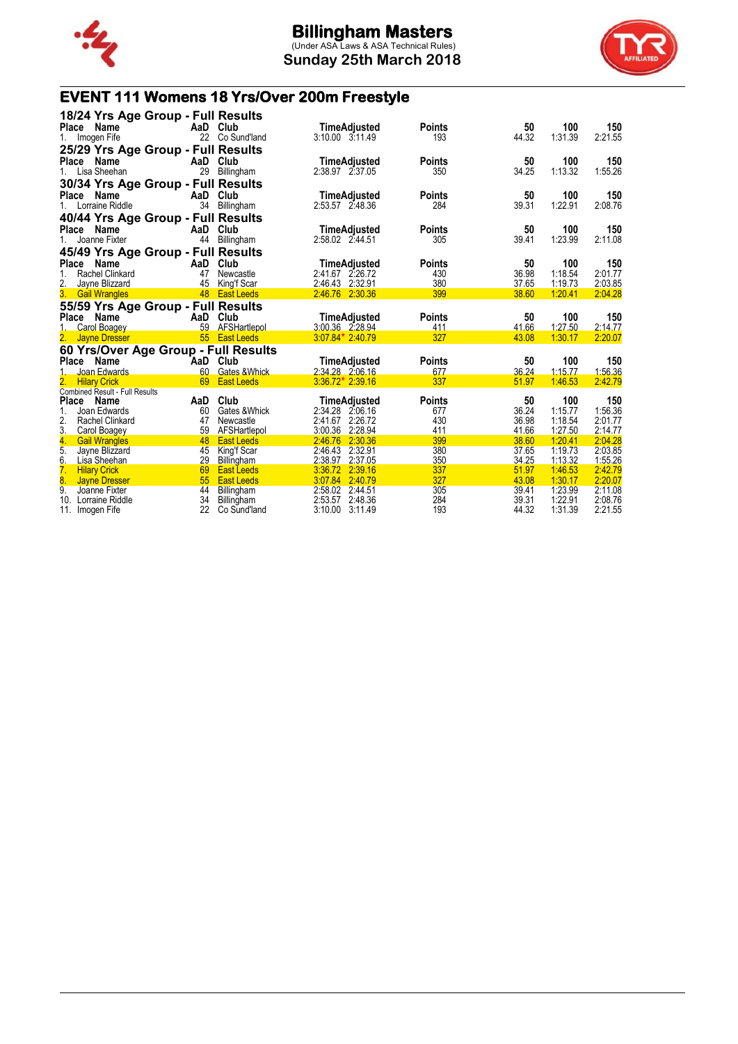# Billingham Masters

(Under ASA Laws & ASA Technical Rules)

**Sunday 25th March 2018**

## EVENT 111 Womens 18 Yrs/Over 200m Freestyle

### 18/24 Yrs Age Group - Full Results

| Place | Name | AaD | Club | Time | Adjusted | Points | 50 | 100 | 150 |
|---|---|---|---|---|---|---|---|---|---|
| 1. | Imogen Fife | 22 | Co Sund'land | 3:10.00 | 3:11.49 | 193 | 44.32 | 1:31.39 | 2:21.55 |

### 25/29 Yrs Age Group - Full Results

| Place | Name | AaD | Club | Time | Adjusted | Points | 50 | 100 | 150 |
|---|---|---|---|---|---|---|---|---|---|
| 1. | Lisa Sheehan | 29 | Billingham | 2:38.97 | 2:37.05 | 350 | 34.25 | 1:13.32 | 1:55.26 |

### 30/34 Yrs Age Group - Full Results

| Place | Name | AaD | Club | Time | Adjusted | Points | 50 | 100 | 150 |
|---|---|---|---|---|---|---|---|---|---|
| 1. | Lorraine Riddle | 34 | Billingham | 2:53.57 | 2:48.36 | 284 | 39.31 | 1:22.91 | 2:08.76 |

### 40/44 Yrs Age Group - Full Results

| Place | Name | AaD | Club | Time | Adjusted | Points | 50 | 100 | 150 |
|---|---|---|---|---|---|---|---|---|---|
| 1. | Joanne Fixter | 44 | Billingham | 2:58.02 | 2:44.51 | 305 | 39.41 | 1:23.99 | 2:11.08 |

### 45/49 Yrs Age Group - Full Results

| Place | Name | AaD | Club | Time | Adjusted | Points | 50 | 100 | 150 |
|---|---|---|---|---|---|---|---|---|---|
| 1. | Rachel Clinkard | 47 | Newcastle | 2:41.67 | 2:26.72 | 430 | 36.98 | 1:18.54 | 2:01.77 |
| 2. | Jayne Blizzard | 45 | King'f Scar | 2:46.43 | 2:32.91 | 380 | 37.65 | 1:19.73 | 2:03.85 |
| 3. | Gail Wrangles | 48 | East Leeds | 2:46.76 | 2:30.36 | 399 | 38.60 | 1:20.41 | 2:04.28 |

### 55/59 Yrs Age Group - Full Results

| Place | Name | AaD | Club | Time | Adjusted | Points | 50 | 100 | 150 |
|---|---|---|---|---|---|---|---|---|---|
| 1. | Carol Boagey | 59 | AFSHartlepol | 3:00.36 | 2:28.94 | 411 | 41.66 | 1:27.50 | 2:14.77 |
| 2. | Jayne Dresser | 55 | East Leeds | 3:07.84* | 2:40.79 | 327 | 43.08 | 1:30.17 | 2:20.07 |

### 60 Yrs/Over Age Group - Full Results

| Place | Name | AaD | Club | Time | Adjusted | Points | 50 | 100 | 150 |
|---|---|---|---|---|---|---|---|---|---|
| 1. | Joan Edwards | 60 | Gates &Whick | 2:34.28 | 2:06.16 | 677 | 36.24 | 1:15.77 | 1:56.36 |
| 2. | Hilary Crick | 69 | East Leeds | 3:36.72* | 2:39.16 | 337 | 51.97 | 1:46.53 | 2:42.79 |

### Combined Result - Full Results

| Place | Name | AaD | Club | Time | Adjusted | Points | 50 | 100 | 150 |
|---|---|---|---|---|---|---|---|---|---|
| 1. | Joan Edwards | 60 | Gates &Whick | 2:34.28 | 2:06.16 | 677 | 36.24 | 1:15.77 | 1:56.36 |
| 2. | Rachel Clinkard | 47 | Newcastle | 2:41.67 | 2:26.72 | 430 | 36.98 | 1:18.54 | 2:01.77 |
| 3. | Carol Boagey | 59 | AFSHartlepol | 3:00.36 | 2:28.94 | 411 | 41.66 | 1:27.50 | 2:14.77 |
| 4. | Gail Wrangles | 48 | East Leeds | 2:46.76 | 2:30.36 | 399 | 38.60 | 1:20.41 | 2:04.28 |
| 5. | Jayne Blizzard | 45 | King'f Scar | 2:46.43 | 2:32.91 | 380 | 37.65 | 1:19.73 | 2:03.85 |
| 6. | Lisa Sheehan | 29 | Billingham | 2:38.97 | 2:37.05 | 350 | 34.25 | 1:13.32 | 1:55.26 |
| 7. | Hilary Crick | 69 | East Leeds | 3:36.72 | 2:39.16 | 337 | 51.97 | 1:46.53 | 2:42.79 |
| 8. | Jayne Dresser | 55 | East Leeds | 3:07.84 | 2:40.79 | 327 | 43.08 | 1:30.17 | 2:20.07 |
| 9. | Joanne Fixter | 44 | Billingham | 2:58.02 | 2:44.51 | 305 | 39.41 | 1:23.99 | 2:11.08 |
| 10. | Lorraine Riddle | 34 | Billingham | 2:53.57 | 2:48.36 | 284 | 39.31 | 1:22.91 | 2:08.76 |
| 11. | Imogen Fife | 22 | Co Sund'land | 3:10.00 | 3:11.49 | 193 | 44.32 | 1:31.39 | 2:21.55 |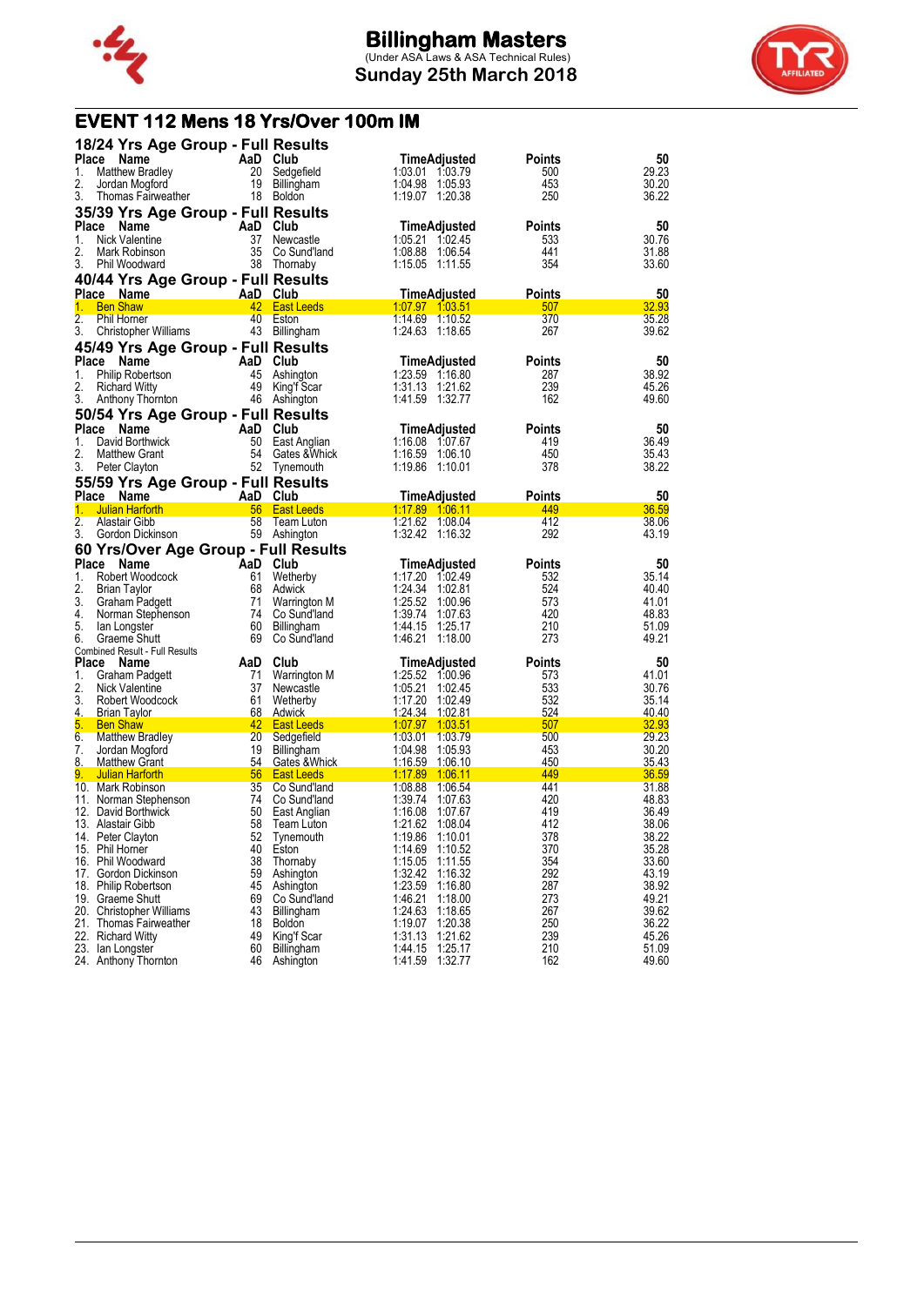# Billingham Masters

(Under ASA Laws & ASA Technical Rules)

Sunday 25th March 2018

## EVENT 112 Mens 18 Yrs/Over 100m IM

### 18/24 Yrs Age Group - Full Results

| Place | Name | AaD | Club | Time | Adjusted | Points | 50 |
|---|---|---|---|---|---|---|---|
| 1. | Matthew Bradley | 20 | Sedgefield | 1:03.01 | 1:03.79 | 500 | 29.23 |
| 2. | Jordan Mogford | 19 | Billingham | 1:04.98 | 1:05.93 | 453 | 30.20 |
| 3. | Thomas Fairweather | 18 | Boldon | 1:19.07 | 1:20.38 | 250 | 36.22 |

### 35/39 Yrs Age Group - Full Results

| Place | Name | AaD | Club | Time | Adjusted | Points | 50 |
|---|---|---|---|---|---|---|---|
| 1. | Nick Valentine | 37 | Newcastle | 1:05.21 | 1:02.45 | 533 | 30.76 |
| 2. | Mark Robinson | 35 | Co Sund'land | 1:08.88 | 1:06.54 | 441 | 31.88 |
| 3. | Phil Woodward | 38 | Thornaby | 1:15.05 | 1:11.55 | 354 | 33.60 |

### 40/44 Yrs Age Group - Full Results

| Place | Name | AaD | Club | Time | Adjusted | Points | 50 |
|---|---|---|---|---|---|---|---|
| 1. | Ben Shaw | 42 | East Leeds | 1:07.97 | 1:03.51 | 507 | 32.93 |
| 2. | Phil Horner | 40 | Eston | 1:14.69 | 1:10.52 | 370 | 35.28 |
| 3. | Christopher Williams | 43 | Billingham | 1:24.63 | 1:18.65 | 267 | 39.62 |

### 45/49 Yrs Age Group - Full Results

| Place | Name | AaD | Club | Time | Adjusted | Points | 50 |
|---|---|---|---|---|---|---|---|
| 1. | Philip Robertson | 45 | Ashington | 1:23.59 | 1:16.80 | 287 | 38.92 |
| 2. | Richard Witty | 49 | King'f Scar | 1:31.13 | 1:21.62 | 239 | 45.26 |
| 3. | Anthony Thornton | 46 | Ashington | 1:41.59 | 1:32.77 | 162 | 49.60 |

### 50/54 Yrs Age Group - Full Results

| Place | Name | AaD | Club | Time | Adjusted | Points | 50 |
|---|---|---|---|---|---|---|---|
| 1. | David Borthwick | 50 | East Anglian | 1:16.08 | 1:07.67 | 419 | 36.49 |
| 2. | Matthew Grant | 54 | Gates &Whick | 1:16.59 | 1:06.10 | 450 | 35.43 |
| 3. | Peter Clayton | 52 | Tynemouth | 1:19.86 | 1:10.01 | 378 | 38.22 |

### 55/59 Yrs Age Group - Full Results

| Place | Name | AaD | Club | Time | Adjusted | Points | 50 |
|---|---|---|---|---|---|---|---|
| 1. | Julian Harforth | 56 | East Leeds | 1:17.89 | 1:06.11 | 449 | 36.59 |
| 2. | Alastair Gibb | 58 | Team Luton | 1:21.62 | 1:08.04 | 412 | 38.06 |
| 3. | Gordon Dickinson | 59 | Ashington | 1:32.42 | 1:16.32 | 292 | 43.19 |

### 60 Yrs/Over Age Group - Full Results

| Place | Name | AaD | Club | Time | Adjusted | Points | 50 |
|---|---|---|---|---|---|---|---|
| 1. | Robert Woodcock | 61 | Wetherby | 1:17.20 | 1:02.49 | 532 | 35.14 |
| 2. | Brian Taylor | 68 | Adwick | 1:24.34 | 1:02.81 | 524 | 40.40 |
| 3. | Graham Padgett | 71 | Warrington M | 1:25.52 | 1:00.96 | 573 | 41.01 |
| 4. | Norman Stephenson | 74 | Co Sund'land | 1:39.74 | 1:07.63 | 420 | 48.83 |
| 5. | Ian Longster | 60 | Billingham | 1:44.15 | 1:25.17 | 210 | 51.09 |
| 6. | Graeme Shutt | 69 | Co Sund'land | 1:46.21 | 1:18.00 | 273 | 49.21 |

Combined Result - Full Results

| Place | Name | AaD | Club | Time | Adjusted | Points | 50 |
|---|---|---|---|---|---|---|---|
| 1. | Graham Padgett | 71 | Warrington M | 1:25.52 | 1:00.96 | 573 | 41.01 |
| 2. | Nick Valentine | 37 | Newcastle | 1:05.21 | 1:02.45 | 533 | 30.76 |
| 3. | Robert Woodcock | 61 | Wetherby | 1:17.20 | 1:02.49 | 532 | 35.14 |
| 4. | Brian Taylor | 68 | Adwick | 1:24.34 | 1:02.81 | 524 | 40.40 |
| 5. | Ben Shaw | 42 | East Leeds | 1:07.97 | 1:03.51 | 507 | 32.93 |
| 6. | Matthew Bradley | 20 | Sedgefield | 1:03.01 | 1:03.79 | 500 | 29.23 |
| 7. | Jordan Mogford | 19 | Billingham | 1:04.98 | 1:05.93 | 453 | 30.20 |
| 8. | Matthew Grant | 54 | Gates &Whick | 1:16.59 | 1:06.10 | 450 | 35.43 |
| 9. | Julian Harforth | 56 | East Leeds | 1:17.89 | 1:06.11 | 449 | 36.59 |
| 10. | Mark Robinson | 35 | Co Sund'land | 1:08.88 | 1:06.54 | 441 | 31.88 |
| 11. | Norman Stephenson | 74 | Co Sund'land | 1:39.74 | 1:07.63 | 420 | 48.83 |
| 12. | David Borthwick | 50 | East Anglian | 1:16.08 | 1:07.67 | 419 | 36.49 |
| 13. | Alastair Gibb | 58 | Team Luton | 1:21.62 | 1:08.04 | 412 | 38.06 |
| 14. | Peter Clayton | 52 | Tynemouth | 1:19.86 | 1:10.01 | 378 | 38.22 |
| 15. | Phil Horner | 40 | Eston | 1:14.69 | 1:10.52 | 370 | 35.28 |
| 16. | Phil Woodward | 38 | Thornaby | 1:15.05 | 1:11.55 | 354 | 33.60 |
| 17. | Gordon Dickinson | 59 | Ashington | 1:32.42 | 1:16.32 | 292 | 43.19 |
| 18. | Philip Robertson | 45 | Ashington | 1:23.59 | 1:16.80 | 287 | 38.92 |
| 19. | Graeme Shutt | 69 | Co Sund'land | 1:46.21 | 1:18.00 | 273 | 49.21 |
| 20. | Christopher Williams | 43 | Billingham | 1:24.63 | 1:18.65 | 267 | 39.62 |
| 21. | Thomas Fairweather | 18 | Boldon | 1:19.07 | 1:20.38 | 250 | 36.22 |
| 22. | Richard Witty | 49 | King'f Scar | 1:31.13 | 1:21.62 | 239 | 45.26 |
| 23. | Ian Longster | 60 | Billingham | 1:44.15 | 1:25.17 | 210 | 51.09 |
| 24. | Anthony Thornton | 46 | Ashington | 1:41.59 | 1:32.77 | 162 | 49.60 |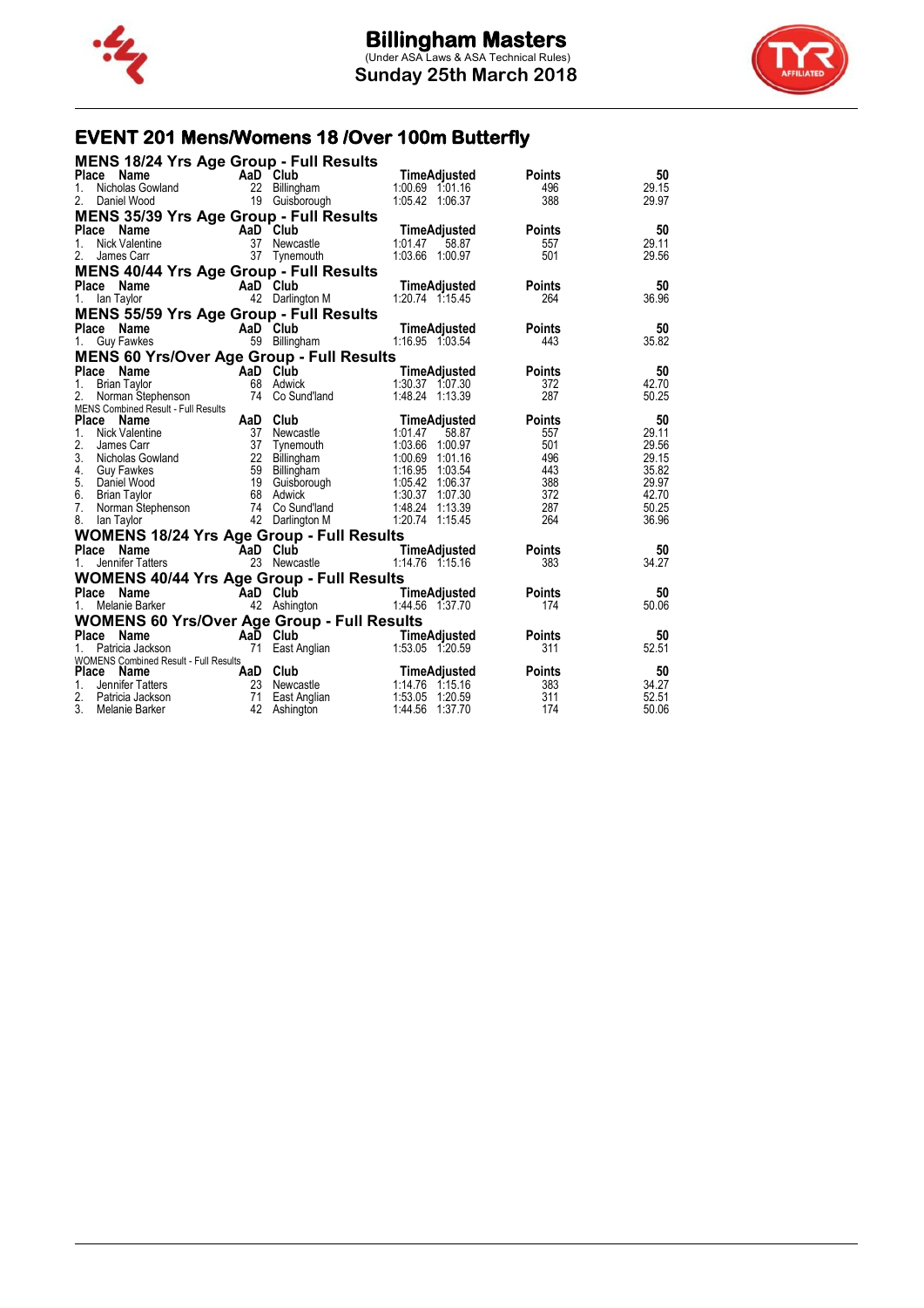# Billingham Masters

(Under ASA Laws & ASA Technical Rules)

**Sunday 25th March 2018**

## EVENT 201 Mens/Womens 18 /Over 100m Butterfly

### MENS 18/24 Yrs Age Group - Full Results

| Place | Name | AaD | Club | Time | Adjusted | Points | 50 |
|---|---|---|---|---|---|---|---|
| 1. | Nicholas Gowland | 22 | Billingham | 1:00.69 | 1:01.16 | 496 | 29.15 |
| 2. | Daniel Wood | 19 | Guisborough | 1:05.42 | 1:06.37 | 388 | 29.97 |

### MENS 35/39 Yrs Age Group - Full Results

| Place | Name | AaD | Club | Time | Adjusted | Points | 50 |
|---|---|---|---|---|---|---|---|
| 1. | Nick Valentine | 37 | Newcastle | 1:01.47 | 58.87 | 557 | 29.11 |
| 2. | James Carr | 37 | Tynemouth | 1:03.66 | 1:00.97 | 501 | 29.56 |

### MENS 40/44 Yrs Age Group - Full Results

| Place | Name | AaD | Club | Time | Adjusted | Points | 50 |
|---|---|---|---|---|---|---|---|
| 1. | Ian Taylor | 42 | Darlington M | 1:20.74 | 1:15.45 | 264 | 36.96 |

### MENS 55/59 Yrs Age Group - Full Results

| Place | Name | AaD | Club | Time | Adjusted | Points | 50 |
|---|---|---|---|---|---|---|---|
| 1. | Guy Fawkes | 59 | Billingham | 1:16.95 | 1:03.54 | 443 | 35.82 |

### MENS 60 Yrs/Over Age Group - Full Results

| Place | Name | AaD | Club | Time | Adjusted | Points | 50 |
|---|---|---|---|---|---|---|---|
| 1. | Brian Taylor | 68 | Adwick | 1:30.37 | 1:07.30 | 372 | 42.70 |
| 2. | Norman Stephenson | 74 | Co Sund'land | 1:48.24 | 1:13.39 | 287 | 50.25 |

MENS Combined Result - Full Results

| Place | Name | AaD | Club | Time | Adjusted | Points | 50 |
|---|---|---|---|---|---|---|---|
| 1. | Nick Valentine | 37 | Newcastle | 1:01.47 | 58.87 | 557 | 29.11 |
| 2. | James Carr | 37 | Tynemouth | 1:03.66 | 1:00.97 | 501 | 29.56 |
| 3. | Nicholas Gowland | 22 | Billingham | 1:00.69 | 1:01.16 | 496 | 29.15 |
| 4. | Guy Fawkes | 59 | Billingham | 1:16.95 | 1:03.54 | 443 | 35.82 |
| 5. | Daniel Wood | 19 | Guisborough | 1:05.42 | 1:06.37 | 388 | 29.97 |
| 6. | Brian Taylor | 68 | Adwick | 1:30.37 | 1:07.30 | 372 | 42.70 |
| 7. | Norman Stephenson | 74 | Co Sund'land | 1:48.24 | 1:13.39 | 287 | 50.25 |
| 8. | Ian Taylor | 42 | Darlington M | 1:20.74 | 1:15.45 | 264 | 36.96 |

### WOMENS 18/24 Yrs Age Group - Full Results

| Place | Name | AaD | Club | Time | Adjusted | Points | 50 |
|---|---|---|---|---|---|---|---|
| 1. | Jennifer Tatters | 23 | Newcastle | 1:14.76 | 1:15.16 | 383 | 34.27 |

### WOMENS 40/44 Yrs Age Group - Full Results

| Place | Name | AaD | Club | Time | Adjusted | Points | 50 |
|---|---|---|---|---|---|---|---|
| 1. | Melanie Barker | 42 | Ashington | 1:44.56 | 1:37.70 | 174 | 50.06 |

### WOMENS 60 Yrs/Over Age Group - Full Results

| Place | Name | AaD | Club | Time | Adjusted | Points | 50 |
|---|---|---|---|---|---|---|---|
| 1. | Patricia Jackson | 71 | East Anglian | 1:53.05 | 1:20.59 | 311 | 52.51 |

WOMENS Combined Result - Full Results

| Place | Name | AaD | Club | Time | Adjusted | Points | 50 |
|---|---|---|---|---|---|---|---|
| 1. | Jennifer Tatters | 23 | Newcastle | 1:14.76 | 1:15.16 | 383 | 34.27 |
| 2. | Patricia Jackson | 71 | East Anglian | 1:53.05 | 1:20.59 | 311 | 52.51 |
| 3. | Melanie Barker | 42 | Ashington | 1:44.56 | 1:37.70 | 174 | 50.06 |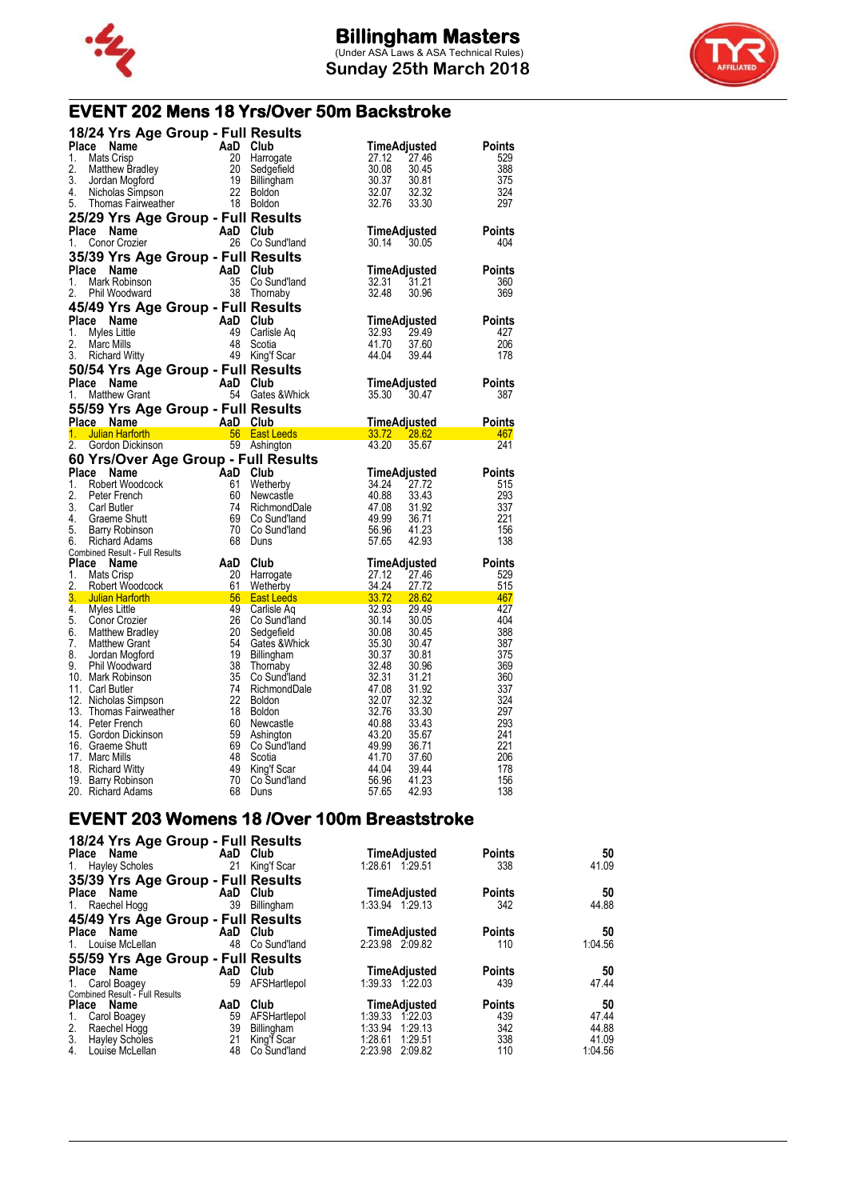# Billingham Masters

(Under ASA Laws & ASA Technical Rules)

Sunday 25th March 2018

## EVENT 202 Mens 18 Yrs/Over 50m Backstroke

### 18/24 Yrs Age Group - Full Results

| Place | Name | AaD | Club | Time | Adjusted | Points |
|---|---|---|---|---|---|---|
| 1. | Mats Crisp | 20 | Harrogate | 27.12 | 27.46 | 529 |
| 2. | Matthew Bradley | 20 | Sedgefield | 30.08 | 30.45 | 388 |
| 3. | Jordan Mogford | 19 | Billingham | 30.37 | 30.81 | 375 |
| 4. | Nicholas Simpson | 22 | Boldon | 32.07 | 32.32 | 324 |
| 5. | Thomas Fairweather | 18 | Boldon | 32.76 | 33.30 | 297 |

### 25/29 Yrs Age Group - Full Results

| Place | Name | AaD | Club | Time | Adjusted | Points |
|---|---|---|---|---|---|---|
| 1. | Conor Crozier | 26 | Co Sund'land | 30.14 | 30.05 | 404 |

### 35/39 Yrs Age Group - Full Results

| Place | Name | AaD | Club | Time | Adjusted | Points |
|---|---|---|---|---|---|---|
| 1. | Mark Robinson | 35 | Co Sund'land | 32.31 | 31.21 | 360 |
| 2. | Phil Woodward | 38 | Thornaby | 32.48 | 30.96 | 369 |

### 45/49 Yrs Age Group - Full Results

| Place | Name | AaD | Club | Time | Adjusted | Points |
|---|---|---|---|---|---|---|
| 1. | Myles Little | 49 | Carlisle Aq | 32.93 | 29.49 | 427 |
| 2. | Marc Mills | 48 | Scotia | 41.70 | 37.60 | 206 |
| 3. | Richard Witty | 49 | King'f Scar | 44.04 | 39.44 | 178 |

### 50/54 Yrs Age Group - Full Results

| Place | Name | AaD | Club | Time | Adjusted | Points |
|---|---|---|---|---|---|---|
| 1. | Matthew Grant | 54 | Gates &Whick | 35.30 | 30.47 | 387 |

### 55/59 Yrs Age Group - Full Results

| Place | Name | AaD | Club | Time | Adjusted | Points |
|---|---|---|---|---|---|---|
| 1. | Julian Harforth | 56 | East Leeds | 33.72 | 28.62 | 467 |
| 2. | Gordon Dickinson | 59 | Ashington | 43.20 | 35.67 | 241 |

### 60 Yrs/Over Age Group - Full Results

| Place | Name | AaD | Club | Time | Adjusted | Points |
|---|---|---|---|---|---|---|
| 1. | Robert Woodcock | 61 | Wetherby | 34.24 | 27.72 | 515 |
| 2. | Peter French | 60 | Newcastle | 40.88 | 33.43 | 293 |
| 3. | Carl Butler | 74 | RichmondDale | 47.08 | 31.92 | 337 |
| 4. | Graeme Shutt | 69 | Co Sund'land | 49.99 | 36.71 | 221 |
| 5. | Barry Robinson | 70 | Co Sund'land | 56.96 | 41.23 | 156 |
| 6. | Richard Adams | 68 | Duns | 57.65 | 42.93 | 138 |

Combined Result - Full Results

| Place | Name | AaD | Club | Time | Adjusted | Points |
|---|---|---|---|---|---|---|
| 1. | Mats Crisp | 20 | Harrogate | 27.12 | 27.46 | 529 |
| 2. | Robert Woodcock | 61 | Wetherby | 34.24 | 27.72 | 515 |
| 3. | Julian Harforth | 56 | East Leeds | 33.72 | 28.62 | 467 |
| 4. | Myles Little | 49 | Carlisle Aq | 32.93 | 29.49 | 427 |
| 5. | Conor Crozier | 26 | Co Sund'land | 30.14 | 30.05 | 404 |
| 6. | Matthew Bradley | 20 | Sedgefield | 30.08 | 30.45 | 388 |
| 7. | Matthew Grant | 54 | Gates &Whick | 35.30 | 30.47 | 387 |
| 8. | Jordan Mogford | 19 | Billingham | 30.37 | 30.81 | 375 |
| 9. | Phil Woodward | 38 | Thornaby | 32.48 | 30.96 | 369 |
| 10. | Mark Robinson | 35 | Co Sund'land | 32.31 | 31.21 | 360 |
| 11. | Carl Butler | 74 | RichmondDale | 47.08 | 31.92 | 337 |
| 12. | Nicholas Simpson | 22 | Boldon | 32.07 | 32.32 | 324 |
| 13. | Thomas Fairweather | 18 | Boldon | 32.76 | 33.30 | 297 |
| 14. | Peter French | 60 | Newcastle | 40.88 | 33.43 | 293 |
| 15. | Gordon Dickinson | 59 | Ashington | 43.20 | 35.67 | 241 |
| 16. | Graeme Shutt | 69 | Co Sund'land | 49.99 | 36.71 | 221 |
| 17. | Marc Mills | 48 | Scotia | 41.70 | 37.60 | 206 |
| 18. | Richard Witty | 49 | King'f Scar | 44.04 | 39.44 | 178 |
| 19. | Barry Robinson | 70 | Co Sund'land | 56.96 | 41.23 | 156 |
| 20. | Richard Adams | 68 | Duns | 57.65 | 42.93 | 138 |

## EVENT 203 Womens 18 /Over 100m Breaststroke

### 18/24 Yrs Age Group - Full Results

| Place | Name | AaD | Club | Time | Adjusted | Points | 50 |
|---|---|---|---|---|---|---|---|
| 1. | Hayley Scholes | 21 | King'f Scar | 1:28.61 | 1:29.51 | 338 | 41.09 |

### 35/39 Yrs Age Group - Full Results

| Place | Name | AaD | Club | Time | Adjusted | Points | 50 |
|---|---|---|---|---|---|---|---|
| 1. | Raechel Hogg | 39 | Billingham | 1:33.94 | 1:29.13 | 342 | 44.88 |

### 45/49 Yrs Age Group - Full Results

| Place | Name | AaD | Club | Time | Adjusted | Points | 50 |
|---|---|---|---|---|---|---|---|
| 1. | Louise McLellan | 48 | Co Sund'land | 2:23.98 | 2:09.82 | 110 | 1:04.56 |

### 55/59 Yrs Age Group - Full Results

| Place | Name | AaD | Club | Time | Adjusted | Points | 50 |
|---|---|---|---|---|---|---|---|
| 1. | Carol Boagey | 59 | AFSHartlepol | 1:39.33 | 1:22.03 | 439 | 47.44 |

Combined Result - Full Results

| Place | Name | AaD | Club | Time | Adjusted | Points | 50 |
|---|---|---|---|---|---|---|---|
| 1. | Carol Boagey | 59 | AFSHartlepol | 1:39.33 | 1:22.03 | 439 | 47.44 |
| 2. | Raechel Hogg | 39 | Billingham | 1:33.94 | 1:29.13 | 342 | 44.88 |
| 3. | Hayley Scholes | 21 | King'f Scar | 1:28.61 | 1:29.51 | 338 | 41.09 |
| 4. | Louise McLellan | 48 | Co Sund'land | 2:23.98 | 2:09.82 | 110 | 1:04.56 |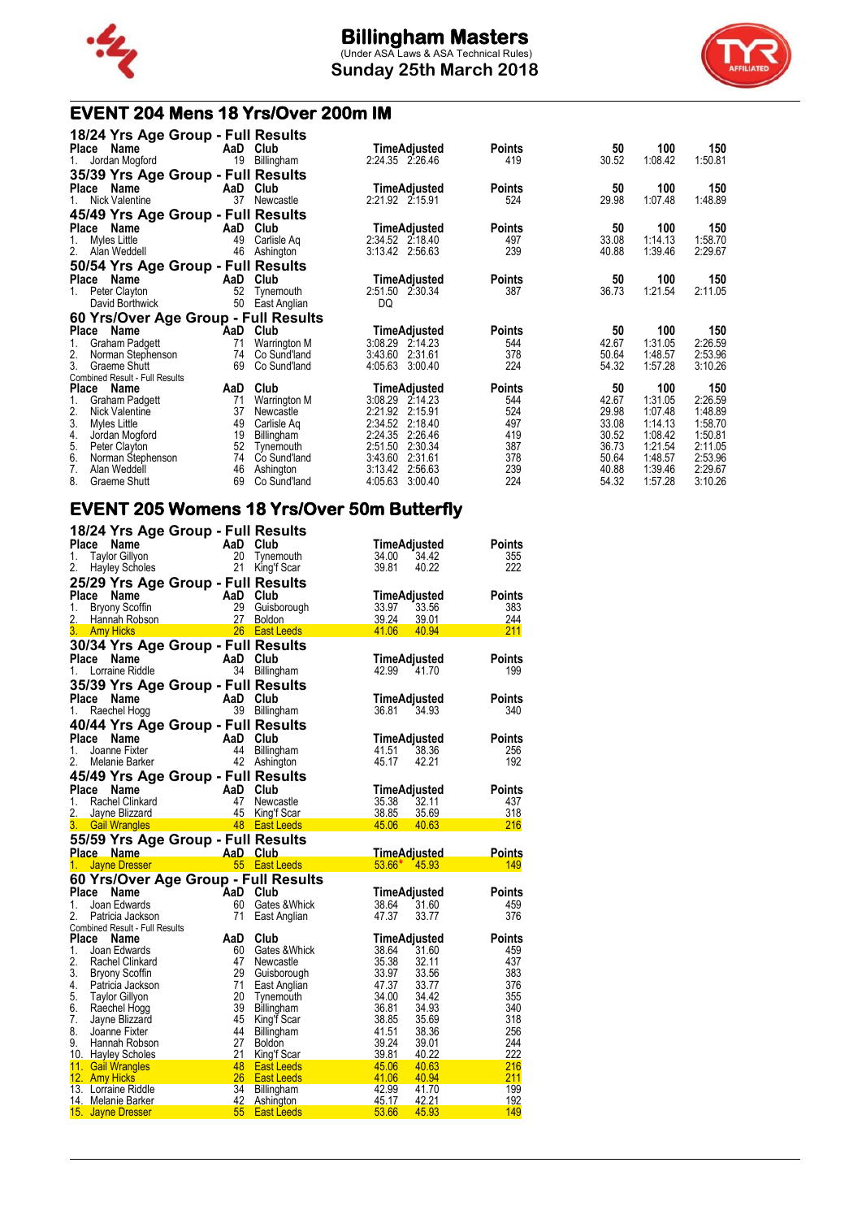# Billingham Masters

(Under ASA Laws & ASA Technical Rules)

**Sunday 25th March 2018**

## EVENT 204 Mens 18 Yrs/Over 200m IM

### 18/24 Yrs Age Group - Full Results

| Place | Name | AaD | Club | Time | Adjusted | Points | 50 | 100 | 150 |
|---|---|---|---|---|---|---|---|---|---|
| 1. | Jordan Mogford | 19 | Billingham | 2:24.35 | 2:26.46 | 419 | 30.52 | 1:08.42 | 1:50.81 |

### 35/39 Yrs Age Group - Full Results

| Place | Name | AaD | Club | Time | Adjusted | Points | 50 | 100 | 150 |
|---|---|---|---|---|---|---|---|---|---|
| 1. | Nick Valentine | 37 | Newcastle | 2:21.92 | 2:15.91 | 524 | 29.98 | 1:07.48 | 1:48.89 |

### 45/49 Yrs Age Group - Full Results

| Place | Name | AaD | Club | Time | Adjusted | Points | 50 | 100 | 150 |
|---|---|---|---|---|---|---|---|---|---|
| 1. | Myles Little | 49 | Carlisle Aq | 2:34.52 | 2:18.40 | 497 | 33.08 | 1:14.13 | 1:58.70 |
| 2. | Alan Weddell | 46 | Ashington | 3:13.42 | 2:56.63 | 239 | 40.88 | 1:39.46 | 2:29.67 |

### 50/54 Yrs Age Group - Full Results

| Place | Name | AaD | Club | Time | Adjusted | Points | 50 | 100 | 150 |
|---|---|---|---|---|---|---|---|---|---|
| 1. | Peter Clayton | 52 | Tynemouth | 2:51.50 | 2:30.34 | 387 | 36.73 | 1:21.54 | 2:11.05 |
| | David Borthwick | 50 | East Anglian | DQ | | | | | |

### 60 Yrs/Over Age Group - Full Results

| Place | Name | AaD | Club | Time | Adjusted | Points | 50 | 100 | 150 |
|---|---|---|---|---|---|---|---|---|---|
| 1. | Graham Padgett | 71 | Warrington M | 3:08.29 | 2:14.23 | 544 | 42.67 | 1:31.05 | 2:26.59 |
| 2. | Norman Stephenson | 74 | Co Sund'land | 3:43.60 | 2:31.61 | 378 | 50.64 | 1:48.57 | 2:53.96 |
| 3. | Graeme Shutt | 69 | Co Sund'land | 4:05.63 | 3:00.40 | 224 | 54.32 | 1:57.28 | 3:10.26 |

Combined Result - Full Results

| Place | Name | AaD | Club | Time | Adjusted | Points | 50 | 100 | 150 |
|---|---|---|---|---|---|---|---|---|---|
| 1. | Graham Padgett | 71 | Warrington M | 3:08.29 | 2:14.23 | 544 | 42.67 | 1:31.05 | 2:26.59 |
| 2. | Nick Valentine | 37 | Newcastle | 2:21.92 | 2:15.91 | 524 | 29.98 | 1:07.48 | 1:48.89 |
| 3. | Myles Little | 49 | Carlisle Aq | 2:34.52 | 2:18.40 | 497 | 33.08 | 1:14.13 | 1:58.70 |
| 4. | Jordan Mogford | 19 | Billingham | 2:24.35 | 2:26.46 | 419 | 30.52 | 1:08.42 | 1:50.81 |
| 5. | Peter Clayton | 52 | Tynemouth | 2:51.50 | 2:30.34 | 387 | 36.73 | 1:21.54 | 2:11.05 |
| 6. | Norman Stephenson | 74 | Co Sund'land | 3:43.60 | 2:31.61 | 378 | 50.64 | 1:48.57 | 2:53.96 |
| 7. | Alan Weddell | 46 | Ashington | 3:13.42 | 2:56.63 | 239 | 40.88 | 1:39.46 | 2:29.67 |
| 8. | Graeme Shutt | 69 | Co Sund'land | 4:05.63 | 3:00.40 | 224 | 54.32 | 1:57.28 | 3:10.26 |

## EVENT 205 Womens 18 Yrs/Over 50m Butterfly

### 18/24 Yrs Age Group - Full Results

| Place | Name | AaD | Club | Time | Adjusted | Points |
|---|---|---|---|---|---|---|
| 1. | Taylor Gillyon | 20 | Tynemouth | 34.00 | 34.42 | 355 |
| 2. | Hayley Scholes | 21 | King'f Scar | 39.81 | 40.22 | 222 |

### 25/29 Yrs Age Group - Full Results

| Place | Name | AaD | Club | Time | Adjusted | Points |
|---|---|---|---|---|---|---|
| 1. | Bryony Scoffin | 29 | Guisborough | 33.97 | 33.56 | 383 |
| 2. | Hannah Robson | 27 | Boldon | 39.24 | 39.01 | 244 |
| 3. | Amy Hicks | 26 | East Leeds | 41.06 | 40.94 | 211 |

### 30/34 Yrs Age Group - Full Results

| Place | Name | AaD | Club | Time | Adjusted | Points |
|---|---|---|---|---|---|---|
| 1. | Lorraine Riddle | 34 | Billingham | 42.99 | 41.70 | 199 |

### 35/39 Yrs Age Group - Full Results

| Place | Name | AaD | Club | Time | Adjusted | Points |
|---|---|---|---|---|---|---|
| 1. | Raechel Hogg | 39 | Billingham | 36.81 | 34.93 | 340 |

### 40/44 Yrs Age Group - Full Results

| Place | Name | AaD | Club | Time | Adjusted | Points |
|---|---|---|---|---|---|---|
| 1. | Joanne Fixter | 44 | Billingham | 41.51 | 38.36 | 256 |
| 2. | Melanie Barker | 42 | Ashington | 45.17 | 42.21 | 192 |

### 45/49 Yrs Age Group - Full Results

| Place | Name | AaD | Club | Time | Adjusted | Points |
|---|---|---|---|---|---|---|
| 1. | Rachel Clinkard | 47 | Newcastle | 35.38 | 32.11 | 437 |
| 2. | Jayne Blizzard | 45 | King'f Scar | 38.85 | 35.69 | 318 |
| 3. | Gail Wrangles | 48 | East Leeds | 45.06 | 40.63 | 216 |

### 55/59 Yrs Age Group - Full Results

| Place | Name | AaD | Club | Time | Adjusted | Points |
|---|---|---|---|---|---|---|
| 1. | Jayne Dresser | 55 | East Leeds | 53.66* | 45.93 | 149 |

### 60 Yrs/Over Age Group - Full Results

| Place | Name | AaD | Club | Time | Adjusted | Points |
|---|---|---|---|---|---|---|
| 1. | Joan Edwards | 60 | Gates &Whick | 38.64 | 31.60 | 459 |
| 2. | Patricia Jackson | 71 | East Anglian | 47.37 | 33.77 | 376 |

Combined Result - Full Results

| Place | Name | AaD | Club | Time | Adjusted | Points |
|---|---|---|---|---|---|---|
| 1. | Joan Edwards | 60 | Gates &Whick | 38.64 | 31.60 | 459 |
| 2. | Rachel Clinkard | 47 | Newcastle | 35.38 | 32.11 | 437 |
| 3. | Bryony Scoffin | 29 | Guisborough | 33.97 | 33.56 | 383 |
| 4. | Patricia Jackson | 71 | East Anglian | 47.37 | 33.77 | 376 |
| 5. | Taylor Gillyon | 20 | Tynemouth | 34.00 | 34.42 | 355 |
| 6. | Raechel Hogg | 39 | Billingham | 36.81 | 34.93 | 340 |
| 7. | Jayne Blizzard | 45 | King'f Scar | 38.85 | 35.69 | 318 |
| 8. | Joanne Fixter | 44 | Billingham | 41.51 | 38.36 | 256 |
| 9. | Hannah Robson | 27 | Boldon | 39.24 | 39.01 | 244 |
| 10. | Hayley Scholes | 21 | King'f Scar | 39.81 | 40.22 | 222 |
| 11. | Gail Wrangles | 48 | East Leeds | 45.06 | 40.63 | 216 |
| 12. | Amy Hicks | 26 | East Leeds | 41.06 | 40.94 | 211 |
| 13. | Lorraine Riddle | 34 | Billingham | 42.99 | 41.70 | 199 |
| 14. | Melanie Barker | 42 | Ashington | 45.17 | 42.21 | 192 |
| 15. | Jayne Dresser | 55 | East Leeds | 53.66 | 45.93 | 149 |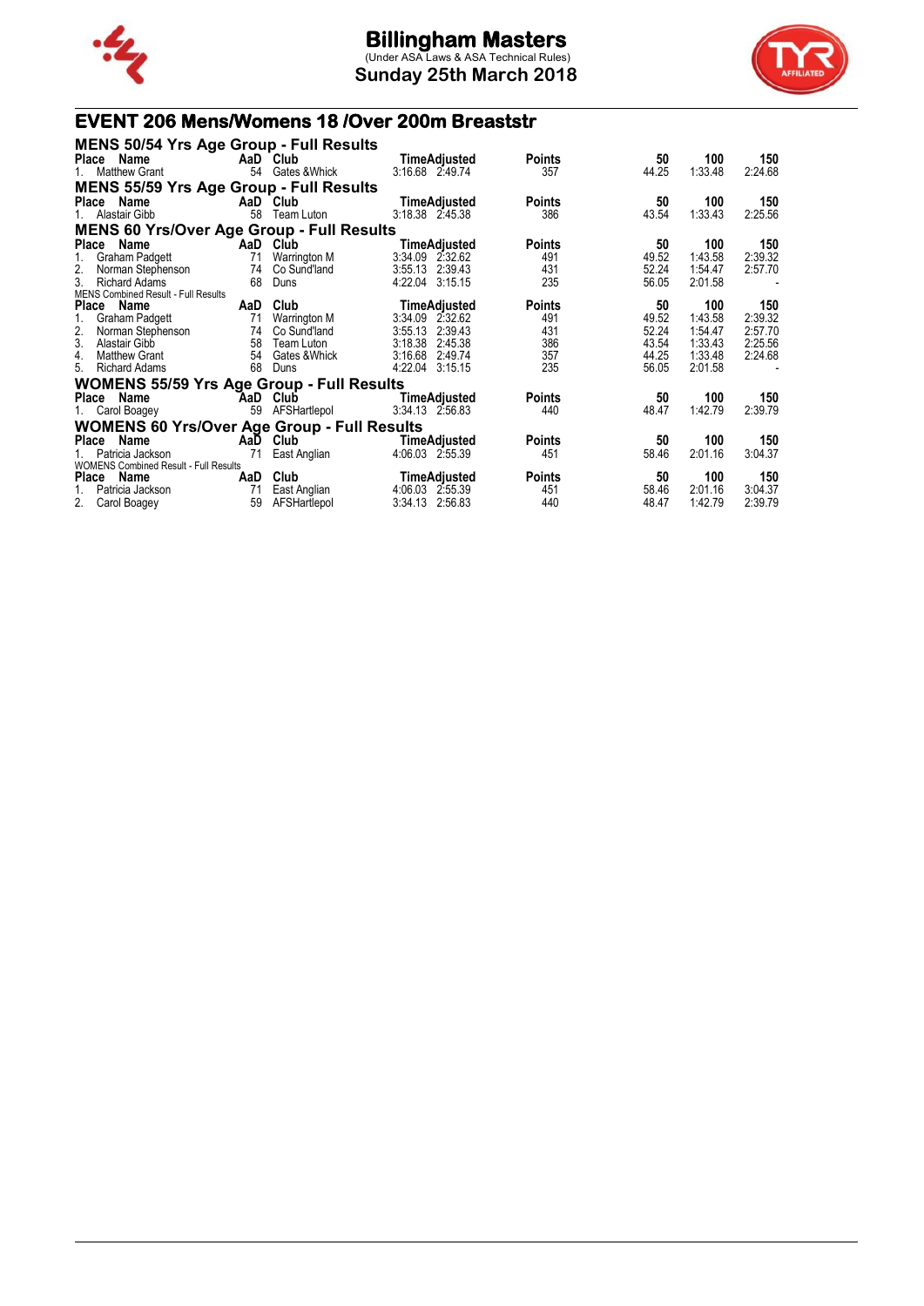# Billingham Masters

(Under ASA Laws & ASA Technical Rules)

**Sunday 25th March 2018**

## EVENT 206 Mens/Womens 18 /Over 200m Breaststr

### MENS 50/54 Yrs Age Group - Full Results

| Place | Name | AaD | Club | Time | Adjusted | Points | 50 | 100 | 150 |
|---|---|---|---|---|---|---|---|---|---|
| 1. | Matthew Grant | 54 | Gates &Whick | 3:16.68 | 2:49.74 | 357 | 44.25 | 1:33.48 | 2:24.68 |

### MENS 55/59 Yrs Age Group - Full Results

| Place | Name | AaD | Club | Time | Adjusted | Points | 50 | 100 | 150 |
|---|---|---|---|---|---|---|---|---|---|
| 1. | Alastair Gibb | 58 | Team Luton | 3:18.38 | 2:45.38 | 386 | 43.54 | 1:33.43 | 2:25.56 |

### MENS 60 Yrs/Over Age Group - Full Results

| Place | Name | AaD | Club | Time | Adjusted | Points | 50 | 100 | 150 |
|---|---|---|---|---|---|---|---|---|---|
| 1. | Graham Padgett | 71 | Warrington M | 3:34.09 | 2:32.62 | 491 | 49.52 | 1:43.58 | 2:39.32 |
| 2. | Norman Stephenson | 74 | Co Sund'land | 3:55.13 | 2:39.43 | 431 | 52.24 | 1:54.47 | 2:57.70 |
| 3. | Richard Adams | 68 | Duns | 4:22.04 | 3:15.15 | 235 | 56.05 | 2:01.58 | - |

MENS Combined Result - Full Results

| Place | Name | AaD | Club | Time | Adjusted | Points | 50 | 100 | 150 |
|---|---|---|---|---|---|---|---|---|---|
| 1. | Graham Padgett | 71 | Warrington M | 3:34.09 | 2:32.62 | 491 | 49.52 | 1:43.58 | 2:39.32 |
| 2. | Norman Stephenson | 74 | Co Sund'land | 3:55.13 | 2:39.43 | 431 | 52.24 | 1:54.47 | 2:57.70 |
| 3. | Alastair Gibb | 58 | Team Luton | 3:18.38 | 2:45.38 | 386 | 43.54 | 1:33.43 | 2:25.56 |
| 4. | Matthew Grant | 54 | Gates &Whick | 3:16.68 | 2:49.74 | 357 | 44.25 | 1:33.48 | 2:24.68 |
| 5. | Richard Adams | 68 | Duns | 4:22.04 | 3:15.15 | 235 | 56.05 | 2:01.58 | - |

### WOMENS 55/59 Yrs Age Group - Full Results

| Place | Name | AaD | Club | Time | Adjusted | Points | 50 | 100 | 150 |
|---|---|---|---|---|---|---|---|---|---|
| 1. | Carol Boagey | 59 | AFSHartlepol | 3:34.13 | 2:56.83 | 440 | 48.47 | 1:42.79 | 2:39.79 |

### WOMENS 60 Yrs/Over Age Group - Full Results

| Place | Name | AaD | Club | Time | Adjusted | Points | 50 | 100 | 150 |
|---|---|---|---|---|---|---|---|---|---|
| 1. | Patricia Jackson | 71 | East Anglian | 4:06.03 | 2:55.39 | 451 | 58.46 | 2:01.16 | 3:04.37 |

WOMENS Combined Result - Full Results

| Place | Name | AaD | Club | Time | Adjusted | Points | 50 | 100 | 150 |
|---|---|---|---|---|---|---|---|---|---|
| 1. | Patricia Jackson | 71 | East Anglian | 4:06.03 | 2:55.39 | 451 | 58.46 | 2:01.16 | 3:04.37 |
| 2. | Carol Boagey | 59 | AFSHartlepol | 3:34.13 | 2:56.83 | 440 | 48.47 | 1:42.79 | 2:39.79 |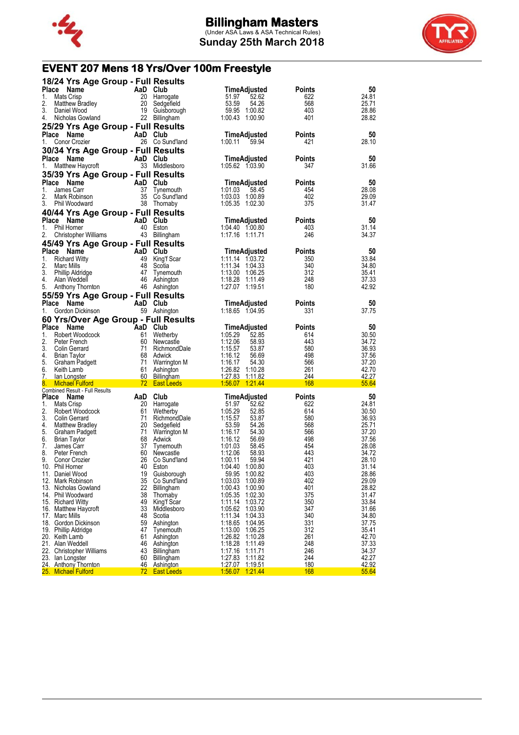# Billingham Masters

(Under ASA Laws & ASA Technical Rules)

**Sunday 25th March 2018**

## EVENT 207 Mens 18 Yrs/Over 100m Freestyle

### 18/24 Yrs Age Group - Full Results

| Place | Name | AaD | Club | Time | Adjusted | Points | 50 |
|---|---|---|---|---|---|---|---|
| 1. | Mats Crisp | 20 | Harrogate | 51.97 | 52.62 | 622 | 24.81 |
| 2. | Matthew Bradley | 20 | Sedgefield | 53.59 | 54.26 | 568 | 25.71 |
| 3. | Daniel Wood | 19 | Guisborough | 59.95 | 1:00.82 | 403 | 28.86 |
| 4. | Nicholas Gowland | 22 | Billingham | 1:00.43 | 1:00.90 | 401 | 28.82 |

### 25/29 Yrs Age Group - Full Results

| Place | Name | AaD | Club | Time | Adjusted | Points | 50 |
|---|---|---|---|---|---|---|---|
| 1. | Conor Crozier | 26 | Co Sund'land | 1:00.11 | 59.94 | 421 | 28.10 |

### 30/34 Yrs Age Group - Full Results

| Place | Name | AaD | Club | Time | Adjusted | Points | 50 |
|---|---|---|---|---|---|---|---|
| 1. | Matthew Haycroft | 33 | Middlesboro | 1:05.62 | 1:03.90 | 347 | 31.66 |

### 35/39 Yrs Age Group - Full Results

| Place | Name | AaD | Club | Time | Adjusted | Points | 50 |
|---|---|---|---|---|---|---|---|
| 1. | James Carr | 37 | Tynemouth | 1:01.03 | 58.45 | 454 | 28.08 |
| 2. | Mark Robinson | 35 | Co Sund'land | 1:03.03 | 1:00.89 | 402 | 29.09 |
| 3. | Phil Woodward | 38 | Thornaby | 1:05.35 | 1:02.30 | 375 | 31.47 |

### 40/44 Yrs Age Group - Full Results

| Place | Name | AaD | Club | Time | Adjusted | Points | 50 |
|---|---|---|---|---|---|---|---|
| 1. | Phil Horner | 40 | Eston | 1:04.40 | 1:00.80 | 403 | 31.14 |
| 2. | Christopher Williams | 43 | Billingham | 1:17.16 | 1:11.71 | 246 | 34.37 |

### 45/49 Yrs Age Group - Full Results

| Place | Name | AaD | Club | Time | Adjusted | Points | 50 |
|---|---|---|---|---|---|---|---|
| 1. | Richard Witty | 49 | King'f Scar | 1:11.14 | 1:03.72 | 350 | 33.84 |
| 2. | Marc Mills | 48 | Scotia | 1:11.34 | 1:04.33 | 340 | 34.80 |
| 3. | Phillip Aldridge | 47 | Tynemouth | 1:13.00 | 1:06.25 | 312 | 35.41 |
| 4. | Alan Weddell | 46 | Ashington | 1:18.28 | 1:11.49 | 248 | 37.33 |
| 5. | Anthony Thornton | 46 | Ashington | 1:27.07 | 1:19.51 | 180 | 42.92 |

### 55/59 Yrs Age Group - Full Results

| Place | Name | AaD | Club | Time | Adjusted | Points | 50 |
|---|---|---|---|---|---|---|---|
| 1. | Gordon Dickinson | 59 | Ashington | 1:18.65 | 1:04.95 | 331 | 37.75 |

### 60 Yrs/Over Age Group - Full Results

| Place | Name | AaD | Club | Time | Adjusted | Points | 50 |
|---|---|---|---|---|---|---|---|
| 1. | Robert Woodcock | 61 | Wetherby | 1:05.29 | 52.85 | 614 | 30.50 |
| 2. | Peter French | 60 | Newcastle | 1:12.06 | 58.93 | 443 | 34.72 |
| 3. | Colin Gerrard | 71 | RichmondDale | 1:15.57 | 53.87 | 580 | 36.93 |
| 4. | Brian Taylor | 68 | Adwick | 1:16.12 | 56.69 | 498 | 37.56 |
| 5. | Graham Padgett | 71 | Warrington M | 1:16.17 | 54.30 | 566 | 37.20 |
| 6. | Keith Lamb | 61 | Ashington | 1:26.82 | 1:10.28 | 261 | 42.70 |
| 7. | Ian Longster | 60 | Billingham | 1:27.83 | 1:11.82 | 244 | 42.27 |
| 8. | Michael Fulford | 72 | East Leeds | 1:56.07 | 1:21.44 | 168 | 55.64 |

### Combined Result - Full Results

| Place | Name | AaD | Club | Time | Adjusted | Points | 50 |
|---|---|---|---|---|---|---|---|
| 1. | Mats Crisp | 20 | Harrogate | 51.97 | 52.62 | 622 | 24.81 |
| 2. | Robert Woodcock | 61 | Wetherby | 1:05.29 | 52.85 | 614 | 30.50 |
| 3. | Colin Gerrard | 71 | RichmondDale | 1:15.57 | 53.87 | 580 | 36.93 |
| 4. | Matthew Bradley | 20 | Sedgefield | 53.59 | 54.26 | 568 | 25.71 |
| 5. | Graham Padgett | 71 | Warrington M | 1:16.17 | 54.30 | 566 | 37.20 |
| 6. | Brian Taylor | 68 | Adwick | 1:16.12 | 56.69 | 498 | 37.56 |
| 7. | James Carr | 37 | Tynemouth | 1:01.03 | 58.45 | 454 | 28.08 |
| 8. | Peter French | 60 | Newcastle | 1:12.06 | 58.93 | 443 | 34.72 |
| 9. | Conor Crozier | 26 | Co Sund'land | 1:00.11 | 59.94 | 421 | 28.10 |
| 10. | Phil Horner | 40 | Eston | 1:04.40 | 1:00.80 | 403 | 31.14 |
| 11. | Daniel Wood | 19 | Guisborough | 59.95 | 1:00.82 | 403 | 28.86 |
| 12. | Mark Robinson | 35 | Co Sund'land | 1:03.03 | 1:00.89 | 402 | 29.09 |
| 13. | Nicholas Gowland | 22 | Billingham | 1:00.43 | 1:00.90 | 401 | 28.82 |
| 14. | Phil Woodward | 38 | Thornaby | 1:05.35 | 1:02.30 | 375 | 31.47 |
| 15. | Richard Witty | 49 | King'f Scar | 1:11.14 | 1:03.72 | 350 | 33.84 |
| 16. | Matthew Haycroft | 33 | Middlesboro | 1:05.62 | 1:03.90 | 347 | 31.66 |
| 17. | Marc Mills | 48 | Scotia | 1:11.34 | 1:04.33 | 340 | 34.80 |
| 18. | Gordon Dickinson | 59 | Ashington | 1:18.65 | 1:04.95 | 331 | 37.75 |
| 19. | Phillip Aldridge | 47 | Tynemouth | 1:13.00 | 1:06.25 | 312 | 35.41 |
| 20. | Keith Lamb | 61 | Ashington | 1:26.82 | 1:10.28 | 261 | 42.70 |
| 21. | Alan Weddell | 46 | Ashington | 1:18.28 | 1:11.49 | 248 | 37.33 |
| 22. | Christopher Williams | 43 | Billingham | 1:17.16 | 1:11.71 | 246 | 34.37 |
| 23. | Ian Longster | 60 | Billingham | 1:27.83 | 1:11.82 | 244 | 42.27 |
| 24. | Anthony Thornton | 46 | Ashington | 1:27.07 | 1:19.51 | 180 | 42.92 |
| 25. | Michael Fulford | 72 | East Leeds | 1:56.07 | 1:21.44 | 168 | 55.64 |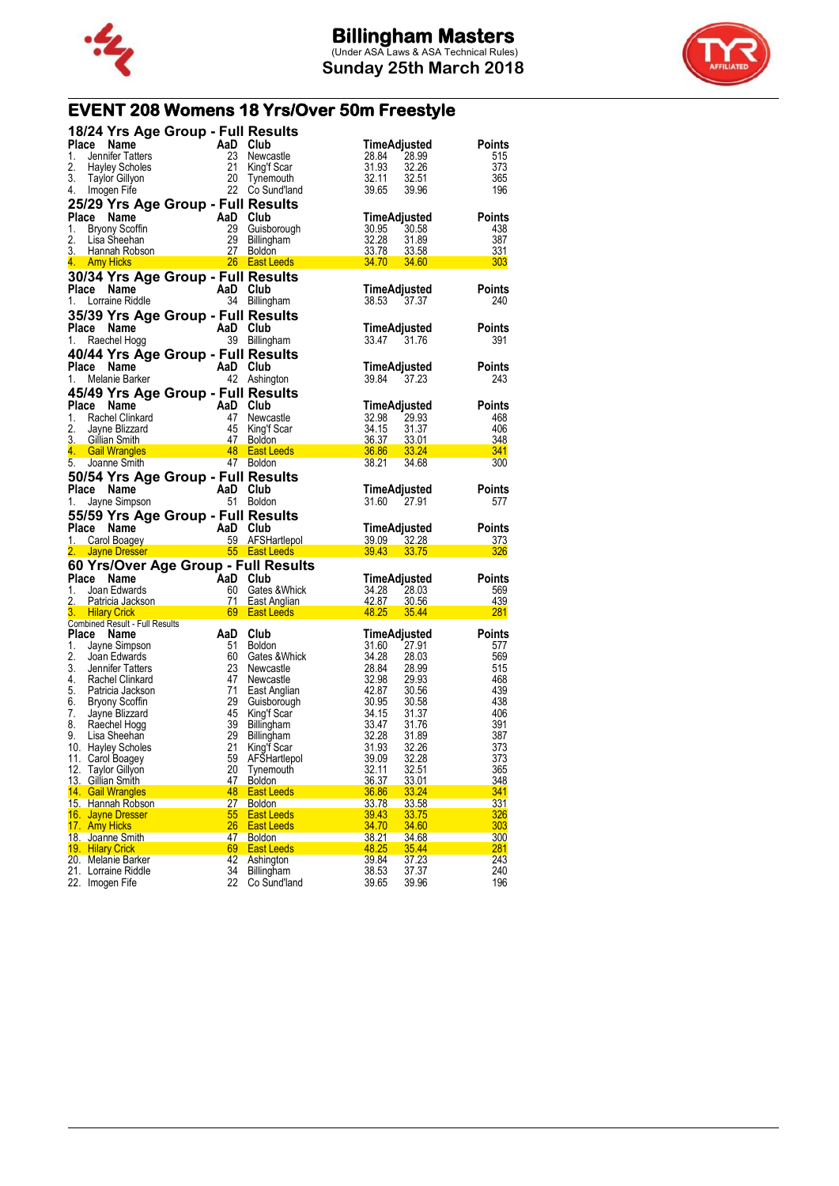# Billingham Masters

(Under ASA Laws & ASA Technical Rules)

Sunday 25th March 2018

## EVENT 208 Womens 18 Yrs/Over 50m Freestyle

### 18/24 Yrs Age Group - Full Results

| Place | Name | AaD | Club | Time | Adjusted | Points |
|---|---|---|---|---|---|---|
| 1. | Jennifer Tatters | 23 | Newcastle | 28.84 | 28.99 | 515 |
| 2. | Hayley Scholes | 21 | King'f Scar | 31.93 | 32.26 | 373 |
| 3. | Taylor Gillyon | 20 | Tynemouth | 32.11 | 32.51 | 365 |
| 4. | Imogen Fife | 22 | Co Sund'land | 39.65 | 39.96 | 196 |

### 25/29 Yrs Age Group - Full Results

| Place | Name | AaD | Club | Time | Adjusted | Points |
|---|---|---|---|---|---|---|
| 1. | Bryony Scoffin | 29 | Guisborough | 30.95 | 30.58 | 438 |
| 2. | Lisa Sheehan | 29 | Billingham | 32.28 | 31.89 | 387 |
| 3. | Hannah Robson | 27 | Boldon | 33.78 | 33.58 | 331 |
| 4. | Amy Hicks | 26 | East Leeds | 34.70 | 34.60 | 303 |

### 30/34 Yrs Age Group - Full Results

| Place | Name | AaD | Club | Time | Adjusted | Points |
|---|---|---|---|---|---|---|
| 1. | Lorraine Riddle | 34 | Billingham | 38.53 | 37.37 | 240 |

### 35/39 Yrs Age Group - Full Results

| Place | Name | AaD | Club | Time | Adjusted | Points |
|---|---|---|---|---|---|---|
| 1. | Raechel Hogg | 39 | Billingham | 33.47 | 31.76 | 391 |

### 40/44 Yrs Age Group - Full Results

| Place | Name | AaD | Club | Time | Adjusted | Points |
|---|---|---|---|---|---|---|
| 1. | Melanie Barker | 42 | Ashington | 39.84 | 37.23 | 243 |

### 45/49 Yrs Age Group - Full Results

| Place | Name | AaD | Club | Time | Adjusted | Points |
|---|---|---|---|---|---|---|
| 1. | Rachel Clinkard | 47 | Newcastle | 32.98 | 29.93 | 468 |
| 2. | Jayne Blizzard | 45 | King'f Scar | 34.15 | 31.37 | 406 |
| 3. | Gillian Smith | 47 | Boldon | 36.37 | 33.01 | 348 |
| 4. | Gail Wrangles | 48 | East Leeds | 36.86 | 33.24 | 341 |
| 5. | Joanne Smith | 47 | Boldon | 38.21 | 34.68 | 300 |

### 50/54 Yrs Age Group - Full Results

| Place | Name | AaD | Club | Time | Adjusted | Points |
|---|---|---|---|---|---|---|
| 1. | Jayne Simpson | 51 | Boldon | 31.60 | 27.91 | 577 |

### 55/59 Yrs Age Group - Full Results

| Place | Name | AaD | Club | Time | Adjusted | Points |
|---|---|---|---|---|---|---|
| 1. | Carol Boagey | 59 | AFSHartlepol | 39.09 | 32.28 | 373 |
| 2. | Jayne Dresser | 55 | East Leeds | 39.43 | 33.75 | 326 |

### 60 Yrs/Over Age Group - Full Results

| Place | Name | AaD | Club | Time | Adjusted | Points |
|---|---|---|---|---|---|---|
| 1. | Joan Edwards | 60 | Gates &Whick | 34.28 | 28.03 | 569 |
| 2. | Patricia Jackson | 71 | East Anglian | 42.87 | 30.56 | 439 |
| 3. | Hilary Crick | 69 | East Leeds | 48.25 | 35.44 | 281 |

### Combined Result - Full Results

| Place | Name | AaD | Club | Time | Adjusted | Points |
|---|---|---|---|---|---|---|
| 1. | Jayne Simpson | 51 | Boldon | 31.60 | 27.91 | 577 |
| 2. | Joan Edwards | 60 | Gates &Whick | 34.28 | 28.03 | 569 |
| 3. | Jennifer Tatters | 23 | Newcastle | 28.84 | 28.99 | 515 |
| 4. | Rachel Clinkard | 47 | Newcastle | 32.98 | 29.93 | 468 |
| 5. | Patricia Jackson | 71 | East Anglian | 42.87 | 30.56 | 439 |
| 6. | Bryony Scoffin | 29 | Guisborough | 30.95 | 30.58 | 438 |
| 7. | Jayne Blizzard | 45 | King'f Scar | 34.15 | 31.37 | 406 |
| 8. | Raechel Hogg | 39 | Billingham | 33.47 | 31.76 | 391 |
| 9. | Lisa Sheehan | 29 | Billingham | 32.28 | 31.89 | 387 |
| 10. | Hayley Scholes | 21 | King'f Scar | 31.93 | 32.26 | 373 |
| 11. | Carol Boagey | 59 | AFSHartlepol | 39.09 | 32.28 | 373 |
| 12. | Taylor Gillyon | 20 | Tynemouth | 32.11 | 32.51 | 365 |
| 13. | Gillian Smith | 47 | Boldon | 36.37 | 33.01 | 348 |
| 14. | Gail Wrangles | 48 | East Leeds | 36.86 | 33.24 | 341 |
| 15. | Hannah Robson | 27 | Boldon | 33.78 | 33.58 | 331 |
| 16. | Jayne Dresser | 55 | East Leeds | 39.43 | 33.75 | 326 |
| 17. | Amy Hicks | 26 | East Leeds | 34.70 | 34.60 | 303 |
| 18. | Joanne Smith | 47 | Boldon | 38.21 | 34.68 | 300 |
| 19. | Hilary Crick | 69 | East Leeds | 48.25 | 35.44 | 281 |
| 20. | Melanie Barker | 42 | Ashington | 39.84 | 37.23 | 243 |
| 21. | Lorraine Riddle | 34 | Billingham | 38.53 | 37.37 | 240 |
| 22. | Imogen Fife | 22 | Co Sund'land | 39.65 | 39.96 | 196 |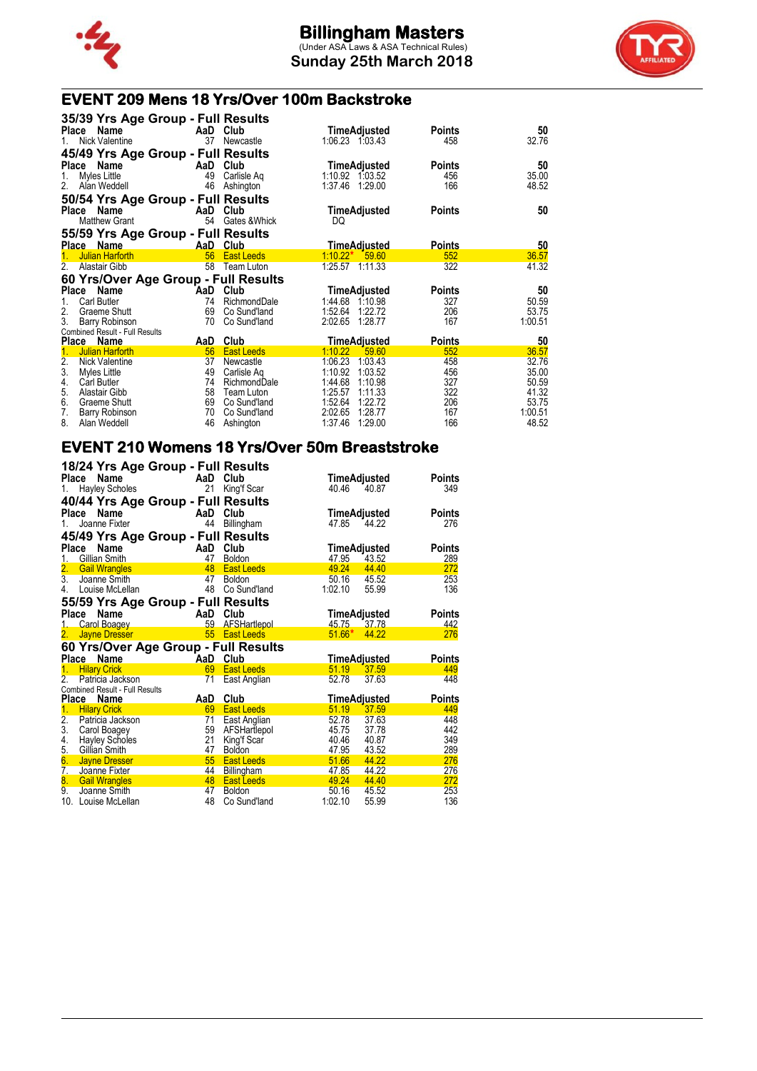# Billingham Masters

(Under ASA Laws & ASA Technical Rules)

**Sunday 25th March 2018**

## EVENT 209 Mens 18 Yrs/Over 100m Backstroke

### 35/39 Yrs Age Group - Full Results

| Place | Name | AaD | Club | Time | Adjusted | Points | 50 |
|---|---|---|---|---|---|---|---|
| 1. | Nick Valentine | 37 | Newcastle | 1:06.23 | 1:03.43 | 458 | 32.76 |

### 45/49 Yrs Age Group - Full Results

| Place | Name | AaD | Club | Time | Adjusted | Points | 50 |
|---|---|---|---|---|---|---|---|
| 1. | Myles Little | 49 | Carlisle Aq | 1:10.92 | 1:03.52 | 456 | 35.00 |
| 2. | Alan Weddell | 46 | Ashington | 1:37.46 | 1:29.00 | 166 | 48.52 |

### 50/54 Yrs Age Group - Full Results

| Place | Name | AaD | Club | Time | Adjusted | Points | 50 |
|---|---|---|---|---|---|---|---|
| | Matthew Grant | 54 | Gates &Whick | DQ | | | |

### 55/59 Yrs Age Group - Full Results

| Place | Name | AaD | Club | Time | Adjusted | Points | 50 |
|---|---|---|---|---|---|---|---|
| 1. | Julian Harforth | 56 | East Leeds | 1:10.22* | 59.60 | 552 | 36.57 |
| 2. | Alastair Gibb | 58 | Team Luton | 1:25.57 | 1:11.33 | 322 | 41.32 |

### 60 Yrs/Over Age Group - Full Results

| Place | Name | AaD | Club | Time | Adjusted | Points | 50 |
|---|---|---|---|---|---|---|---|
| 1. | Carl Butler | 74 | RichmondDale | 1:44.68 | 1:10.98 | 327 | 50.59 |
| 2. | Graeme Shutt | 69 | Co Sund'land | 1:52.64 | 1:22.72 | 206 | 53.75 |
| 3. | Barry Robinson | 70 | Co Sund'land | 2:02.65 | 1:28.77 | 167 | 1:00.51 |

Combined Result - Full Results

| Place | Name | AaD | Club | Time | Adjusted | Points | 50 |
|---|---|---|---|---|---|---|---|
| 1. | Julian Harforth | 56 | East Leeds | 1:10.22 | 59.60 | 552 | 36.57 |
| 2. | Nick Valentine | 37 | Newcastle | 1:06.23 | 1:03.43 | 458 | 32.76 |
| 3. | Myles Little | 49 | Carlisle Aq | 1:10.92 | 1:03.52 | 456 | 35.00 |
| 4. | Carl Butler | 74 | RichmondDale | 1:44.68 | 1:10.98 | 327 | 50.59 |
| 5. | Alastair Gibb | 58 | Team Luton | 1:25.57 | 1:11.33 | 322 | 41.32 |
| 6. | Graeme Shutt | 69 | Co Sund'land | 1:52.64 | 1:22.72 | 206 | 53.75 |
| 7. | Barry Robinson | 70 | Co Sund'land | 2:02.65 | 1:28.77 | 167 | 1:00.51 |
| 8. | Alan Weddell | 46 | Ashington | 1:37.46 | 1:29.00 | 166 | 48.52 |

## EVENT 210 Womens 18 Yrs/Over 50m Breaststroke

### 18/24 Yrs Age Group - Full Results

| Place | Name | AaD | Club | Time | Adjusted | Points |
|---|---|---|---|---|---|---|
| 1. | Hayley Scholes | 21 | King'f Scar | 40.46 | 40.87 | 349 |

### 40/44 Yrs Age Group - Full Results

| Place | Name | AaD | Club | Time | Adjusted | Points |
|---|---|---|---|---|---|---|
| 1. | Joanne Fixter | 44 | Billingham | 47.85 | 44.22 | 276 |

### 45/49 Yrs Age Group - Full Results

| Place | Name | AaD | Club | Time | Adjusted | Points |
|---|---|---|---|---|---|---|
| 1. | Gillian Smith | 47 | Boldon | 47.95 | 43.52 | 289 |
| 2. | Gail Wrangles | 48 | East Leeds | 49.24 | 44.40 | 272 |
| 3. | Joanne Smith | 47 | Boldon | 50.16 | 45.52 | 253 |
| 4. | Louise McLellan | 48 | Co Sund'land | 1:02.10 | 55.99 | 136 |

### 55/59 Yrs Age Group - Full Results

| Place | Name | AaD | Club | Time | Adjusted | Points |
|---|---|---|---|---|---|---|
| 1. | Carol Boagey | 59 | AFSHartlepol | 45.75 | 37.78 | 442 |
| 2. | Jayne Dresser | 55 | East Leeds | 51.66* | 44.22 | 276 |

### 60 Yrs/Over Age Group - Full Results

| Place | Name | AaD | Club | Time | Adjusted | Points |
|---|---|---|---|---|---|---|
| 1. | Hilary Crick | 69 | East Leeds | 51.19 | 37.59 | 449 |
| 2. | Patricia Jackson | 71 | East Anglian | 52.78 | 37.63 | 448 |

Combined Result - Full Results

| Place | Name | AaD | Club | Time | Adjusted | Points |
|---|---|---|---|---|---|---|
| 1. | Hilary Crick | 69 | East Leeds | 51.19 | 37.59 | 449 |
| 2. | Patricia Jackson | 71 | East Anglian | 52.78 | 37.63 | 448 |
| 3. | Carol Boagey | 59 | AFSHartlepol | 45.75 | 37.78 | 442 |
| 4. | Hayley Scholes | 21 | King'f Scar | 40.46 | 40.87 | 349 |
| 5. | Gillian Smith | 47 | Boldon | 47.95 | 43.52 | 289 |
| 6. | Jayne Dresser | 55 | East Leeds | 51.66 | 44.22 | 276 |
| 7. | Joanne Fixter | 44 | Billingham | 47.85 | 44.22 | 276 |
| 8. | Gail Wrangles | 48 | East Leeds | 49.24 | 44.40 | 272 |
| 9. | Joanne Smith | 47 | Boldon | 50.16 | 45.52 | 253 |
| 10. | Louise McLellan | 48 | Co Sund'land | 1:02.10 | 55.99 | 136 |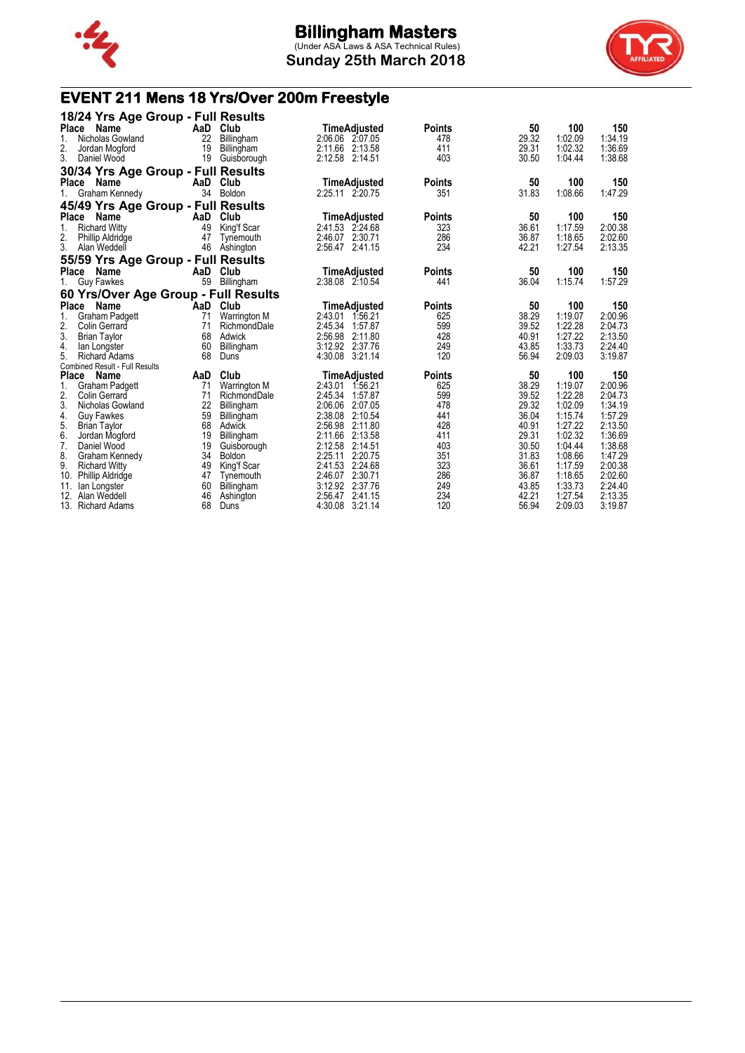# Billingham Masters

(Under ASA Laws & ASA Technical Rules)

**Sunday 25th March 2018**

## EVENT 211 Mens 18 Yrs/Over 200m Freestyle

### 18/24 Yrs Age Group - Full Results

| Place | Name | AaD | Club | Time | Adjusted | Points | 50 | 100 | 150 |
|---|---|---|---|---|---|---|---|---|---|
| 1. | Nicholas Gowland | 22 | Billingham | 2:06.06 | 2:07.05 | 478 | 29.32 | 1:02.09 | 1:34.19 |
| 2. | Jordan Mogford | 19 | Billingham | 2:11.66 | 2:13.58 | 411 | 29.31 | 1:02.32 | 1:36.69 |
| 3. | Daniel Wood | 19 | Guisborough | 2:12.58 | 2:14.51 | 403 | 30.50 | 1:04.44 | 1:38.68 |

### 30/34 Yrs Age Group - Full Results

| Place | Name | AaD | Club | Time | Adjusted | Points | 50 | 100 | 150 |
|---|---|---|---|---|---|---|---|---|---|
| 1. | Graham Kennedy | 34 | Boldon | 2:25.11 | 2:20.75 | 351 | 31.83 | 1:08.66 | 1:47.29 |

### 45/49 Yrs Age Group - Full Results

| Place | Name | AaD | Club | Time | Adjusted | Points | 50 | 100 | 150 |
|---|---|---|---|---|---|---|---|---|---|
| 1. | Richard Witty | 49 | King'f Scar | 2:41.53 | 2:24.68 | 323 | 36.61 | 1:17.59 | 2:00.38 |
| 2. | Phillip Aldridge | 47 | Tynemouth | 2:46.07 | 2:30.71 | 286 | 36.87 | 1:18.65 | 2:02.60 |
| 3. | Alan Weddell | 46 | Ashington | 2:56.47 | 2:41.15 | 234 | 42.21 | 1:27.54 | 2:13.35 |

### 55/59 Yrs Age Group - Full Results

| Place | Name | AaD | Club | Time | Adjusted | Points | 50 | 100 | 150 |
|---|---|---|---|---|---|---|---|---|---|
| 1. | Guy Fawkes | 59 | Billingham | 2:38.08 | 2:10.54 | 441 | 36.04 | 1:15.74 | 1:57.29 |

### 60 Yrs/Over Age Group - Full Results

| Place | Name | AaD | Club | Time | Adjusted | Points | 50 | 100 | 150 |
|---|---|---|---|---|---|---|---|---|---|
| 1. | Graham Padgett | 71 | Warrington M | 2:43.01 | 1:56.21 | 625 | 38.29 | 1:19.07 | 2:00.96 |
| 2. | Colin Gerrard | 71 | RichmondDale | 2:45.34 | 1:57.87 | 599 | 39.52 | 1:22.28 | 2:04.73 |
| 3. | Brian Taylor | 68 | Adwick | 2:56.98 | 2:11.80 | 428 | 40.91 | 1:27.22 | 2:13.50 |
| 4. | Ian Longster | 60 | Billingham | 3:12.92 | 2:37.76 | 249 | 43.85 | 1:33.73 | 2:24.40 |
| 5. | Richard Adams | 68 | Duns | 4:30.08 | 3:21.14 | 120 | 56.94 | 2:09.03 | 3:19.87 |

Combined Result - Full Results

| Place | Name | AaD | Club | Time | Adjusted | Points | 50 | 100 | 150 |
|---|---|---|---|---|---|---|---|---|---|
| 1. | Graham Padgett | 71 | Warrington M | 2:43.01 | 1:56.21 | 625 | 38.29 | 1:19.07 | 2:00.96 |
| 2. | Colin Gerrard | 71 | RichmondDale | 2:45.34 | 1:57.87 | 599 | 39.52 | 1:22.28 | 2:04.73 |
| 3. | Nicholas Gowland | 22 | Billingham | 2:06.06 | 2:07.05 | 478 | 29.32 | 1:02.09 | 1:34.19 |
| 4. | Guy Fawkes | 59 | Billingham | 2:38.08 | 2:10.54 | 441 | 36.04 | 1:15.74 | 1:57.29 |
| 5. | Brian Taylor | 68 | Adwick | 2:56.98 | 2:11.80 | 428 | 40.91 | 1:27.22 | 2:13.50 |
| 6. | Jordan Mogford | 19 | Billingham | 2:11.66 | 2:13.58 | 411 | 29.31 | 1:02.32 | 1:36.69 |
| 7. | Daniel Wood | 19 | Guisborough | 2:12.58 | 2:14.51 | 403 | 30.50 | 1:04.44 | 1:38.68 |
| 8. | Graham Kennedy | 34 | Boldon | 2:25.11 | 2:20.75 | 351 | 31.83 | 1:08.66 | 1:47.29 |
| 9. | Richard Witty | 49 | King'f Scar | 2:41.53 | 2:24.68 | 323 | 36.61 | 1:17.59 | 2:00.38 |
| 10. | Phillip Aldridge | 47 | Tynemouth | 2:46.07 | 2:30.71 | 286 | 36.87 | 1:18.65 | 2:02.60 |
| 11. | Ian Longster | 60 | Billingham | 3:12.92 | 2:37.76 | 249 | 43.85 | 1:33.73 | 2:24.40 |
| 12. | Alan Weddell | 46 | Ashington | 2:56.47 | 2:41.15 | 234 | 42.21 | 1:27.54 | 2:13.35 |
| 13. | Richard Adams | 68 | Duns | 4:30.08 | 3:21.14 | 120 | 56.94 | 2:09.03 | 3:19.87 |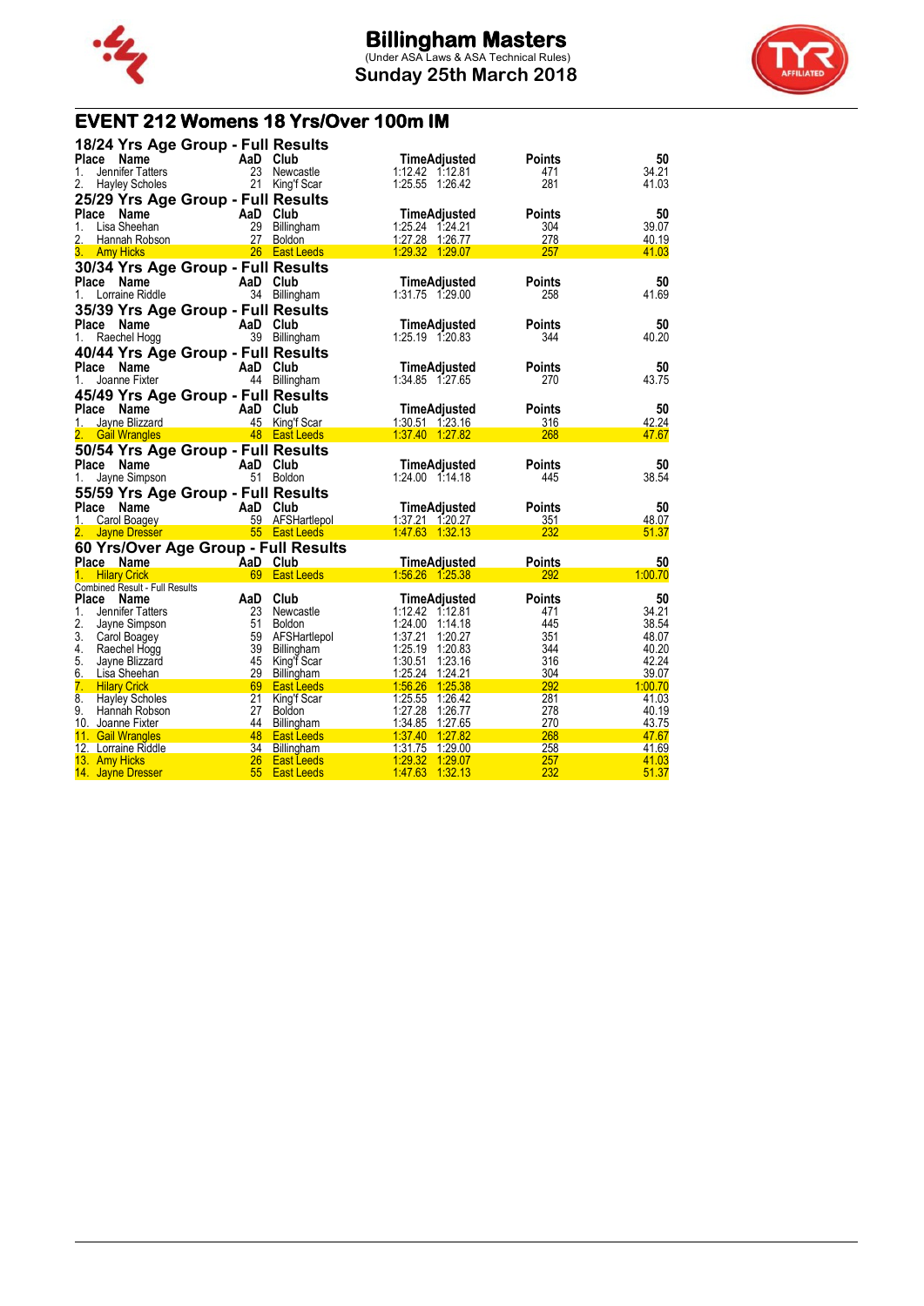# Billingham Masters

(Under ASA Laws & ASA Technical Rules)

**Sunday 25th March 2018**

## EVENT 212 Womens 18 Yrs/Over 100m IM

### 18/24 Yrs Age Group - Full Results

| Place | Name | AaD | Club | Time | Adjusted | Points | 50 |
|---|---|---|---|---|---|---|---|
| 1. | Jennifer Tatters | 23 | Newcastle | 1:12.42 | 1:12.81 | 471 | 34.21 |
| 2. | Hayley Scholes | 21 | King'f Scar | 1:25.55 | 1:26.42 | 281 | 41.03 |

### 25/29 Yrs Age Group - Full Results

| Place | Name | AaD | Club | Time | Adjusted | Points | 50 |
|---|---|---|---|---|---|---|---|
| 1. | Lisa Sheehan | 29 | Billingham | 1:25.24 | 1:24.21 | 304 | 39.07 |
| 2. | Hannah Robson | 27 | Boldon | 1:27.28 | 1:26.77 | 278 | 40.19 |
| 3. | Amy Hicks | 26 | East Leeds | 1:29.32 | 1:29.07 | 257 | 41.03 |

### 30/34 Yrs Age Group - Full Results

| Place | Name | AaD | Club | Time | Adjusted | Points | 50 |
|---|---|---|---|---|---|---|---|
| 1. | Lorraine Riddle | 34 | Billingham | 1:31.75 | 1:29.00 | 258 | 41.69 |

### 35/39 Yrs Age Group - Full Results

| Place | Name | AaD | Club | Time | Adjusted | Points | 50 |
|---|---|---|---|---|---|---|---|
| 1. | Raechel Hogg | 39 | Billingham | 1:25.19 | 1:20.83 | 344 | 40.20 |

### 40/44 Yrs Age Group - Full Results

| Place | Name | AaD | Club | Time | Adjusted | Points | 50 |
|---|---|---|---|---|---|---|---|
| 1. | Joanne Fixter | 44 | Billingham | 1:34.85 | 1:27.65 | 270 | 43.75 |

### 45/49 Yrs Age Group - Full Results

| Place | Name | AaD | Club | Time | Adjusted | Points | 50 |
|---|---|---|---|---|---|---|---|
| 1. | Jayne Blizzard | 45 | King'f Scar | 1:30.51 | 1:23.16 | 316 | 42.24 |
| 2. | Gail Wrangles | 48 | East Leeds | 1:37.40 | 1:27.82 | 268 | 47.67 |

### 50/54 Yrs Age Group - Full Results

| Place | Name | AaD | Club | Time | Adjusted | Points | 50 |
|---|---|---|---|---|---|---|---|
| 1. | Jayne Simpson | 51 | Boldon | 1:24.00 | 1:14.18 | 445 | 38.54 |

### 55/59 Yrs Age Group - Full Results

| Place | Name | AaD | Club | Time | Adjusted | Points | 50 |
|---|---|---|---|---|---|---|---|
| 1. | Carol Boagey | 59 | AFSHartlepol | 1:37.21 | 1:20.27 | 351 | 48.07 |
| 2. | Jayne Dresser | 55 | East Leeds | 1:47.63 | 1:32.13 | 232 | 51.37 |

### 60 Yrs/Over Age Group - Full Results

| Place | Name | AaD | Club | Time | Adjusted | Points | 50 |
|---|---|---|---|---|---|---|---|
| 1. | Hilary Crick | 69 | East Leeds | 1:56.26 | 1:25.38 | 292 | 1:00.70 |

Combined Result - Full Results

| Place | Name | AaD | Club | Time | Adjusted | Points | 50 |
|---|---|---|---|---|---|---|---|
| 1. | Jennifer Tatters | 23 | Newcastle | 1:12.42 | 1:12.81 | 471 | 34.21 |
| 2. | Jayne Simpson | 51 | Boldon | 1:24.00 | 1:14.18 | 445 | 38.54 |
| 3. | Carol Boagey | 59 | AFSHartlepol | 1:37.21 | 1:20.27 | 351 | 48.07 |
| 4. | Raechel Hogg | 39 | Billingham | 1:25.19 | 1:20.83 | 344 | 40.20 |
| 5. | Jayne Blizzard | 45 | King'f Scar | 1:30.51 | 1:23.16 | 316 | 42.24 |
| 6. | Lisa Sheehan | 29 | Billingham | 1:25.24 | 1:24.21 | 304 | 39.07 |
| 7. | Hilary Crick | 69 | East Leeds | 1:56.26 | 1:25.38 | 292 | 1:00.70 |
| 8. | Hayley Scholes | 21 | King'f Scar | 1:25.55 | 1:26.42 | 281 | 41.03 |
| 9. | Hannah Robson | 27 | Boldon | 1:27.28 | 1:26.77 | 278 | 40.19 |
| 10. | Joanne Fixter | 44 | Billingham | 1:34.85 | 1:27.65 | 270 | 43.75 |
| 11. | Gail Wrangles | 48 | East Leeds | 1:37.40 | 1:27.82 | 268 | 47.67 |
| 12. | Lorraine Riddle | 34 | Billingham | 1:31.75 | 1:29.00 | 258 | 41.69 |
| 13. | Amy Hicks | 26 | East Leeds | 1:29.32 | 1:29.07 | 257 | 41.03 |
| 14. | Jayne Dresser | 55 | East Leeds | 1:47.63 | 1:32.13 | 232 | 51.37 |